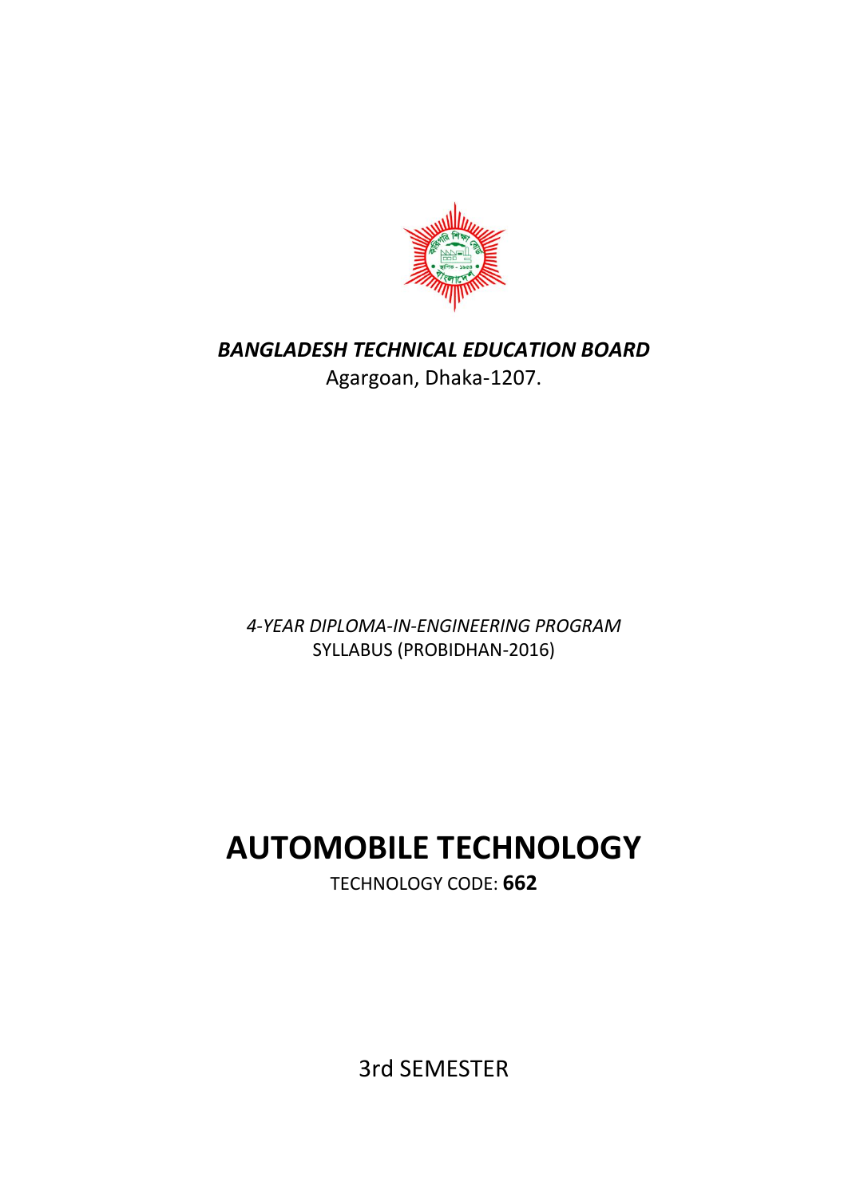***BANGLADESH TECHNICAL EDUCATION BOARD***

Agargoan, Dhaka-1207.

*4-YEAR DIPLOMA-IN-ENGINEERING PROGRAM*

SYLLABUS (PROBIDHAN-2016)

# AUTOMOBILE TECHNOLOGY

TECHNOLOGY CODE: **662**

3rd SEMESTER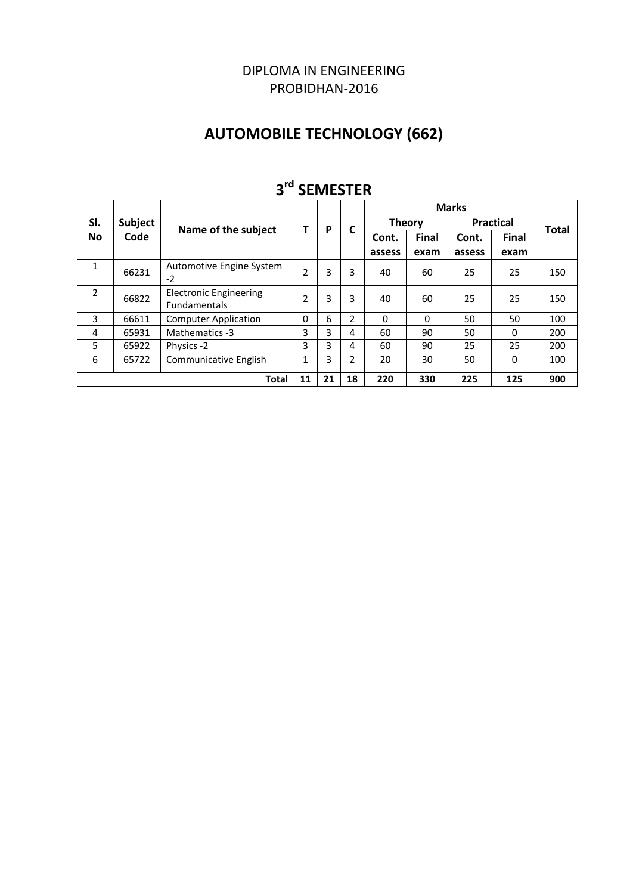DIPLOMA IN ENGINEERING
PROBIDHAN-2016

# AUTOMOBILE TECHNOLOGY (662)

## 3rd SEMESTER

| Sl. No | Subject Code | Name of the subject | T | P | C | Marks | | | | Total |
|---|---|---|---|---|---|---|---|---|---|---|
| | | | | | | Theory | | Practical | | |
| | | | | | | Cont. assess | Final exam | Cont. assess | Final exam | |
| 1 | 66231 | Automotive Engine System -2 | 2 | 3 | 3 | 40 | 60 | 25 | 25 | 150 |
| 2 | 66822 | Electronic Engineering Fundamentals | 2 | 3 | 3 | 40 | 60 | 25 | 25 | 150 |
| 3 | 66611 | Computer Application | 0 | 6 | 2 | 0 | 0 | 50 | 50 | 100 |
| 4 | 65931 | Mathematics -3 | 3 | 3 | 4 | 60 | 90 | 50 | 0 | 200 |
| 5 | 65922 | Physics -2 | 3 | 3 | 4 | 60 | 90 | 25 | 25 | 200 |
| 6 | 65722 | Communicative English | 1 | 3 | 2 | 20 | 30 | 50 | 0 | 100 |
| | | **Total** | **11** | **21** | **18** | **220** | **330** | **225** | **125** | **900** |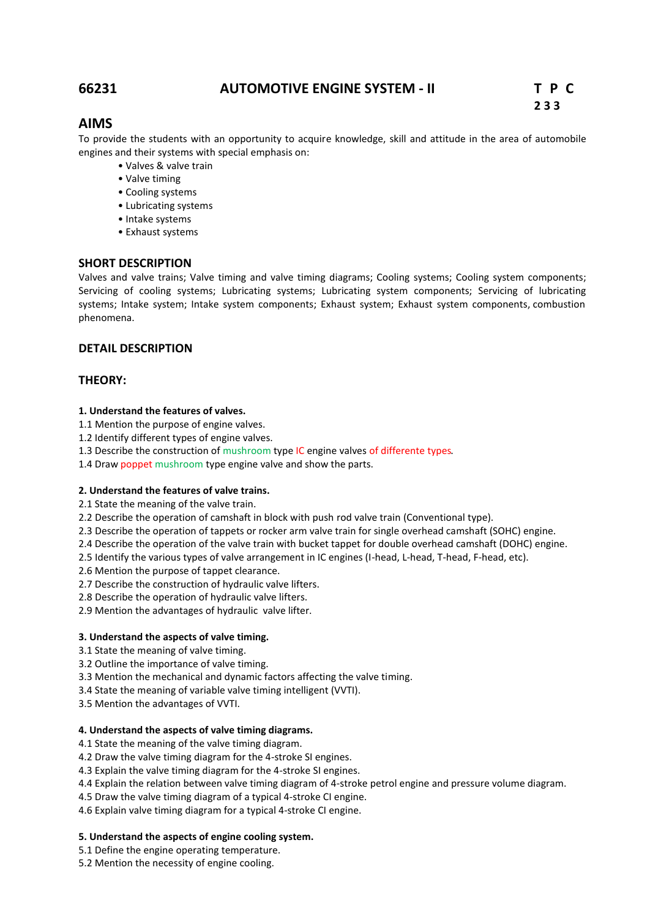## 66231 AUTOMOTIVE ENGINE SYSTEM - II

**T P C**
**2 3 3**

## AIMS

To provide the students with an opportunity to acquire knowledge, skill and attitude in the area of automobile engines and their systems with special emphasis on:

- Valves & valve train
- Valve timing
- Cooling systems
- Lubricating systems
- Intake systems
- Exhaust systems

### SHORT DESCRIPTION

Valves and valve trains; Valve timing and valve timing diagrams; Cooling systems; Cooling system components; Servicing of cooling systems; Lubricating systems; Lubricating system components; Servicing of lubricating systems; Intake system; Intake system components; Exhaust system; Exhaust system components, combustion phenomena.

### DETAIL DESCRIPTION

### THEORY:

**1. Understand the features of valves.**

1.1 Mention the purpose of engine valves.
1.2 Identify different types of engine valves.
1.3 Describe the construction of mushroom type IC engine valves of differente types.
1.4 Draw poppet mushroom type engine valve and show the parts.

**2. Understand the features of valve trains.**

2.1 State the meaning of the valve train.
2.2 Describe the operation of camshaft in block with push rod valve train (Conventional type).
2.3 Describe the operation of tappets or rocker arm valve train for single overhead camshaft (SOHC) engine.
2.4 Describe the operation of the valve train with bucket tappet for double overhead camshaft (DOHC) engine.
2.5 Identify the various types of valve arrangement in IC engines (I-head, L-head, T-head, F-head, etc).
2.6 Mention the purpose of tappet clearance.
2.7 Describe the construction of hydraulic valve lifters.
2.8 Describe the operation of hydraulic valve lifters.
2.9 Mention the advantages of hydraulic valve lifter.

**3. Understand the aspects of valve timing.**

3.1 State the meaning of valve timing.
3.2 Outline the importance of valve timing.
3.3 Mention the mechanical and dynamic factors affecting the valve timing.
3.4 State the meaning of variable valve timing intelligent (VVTI).
3.5 Mention the advantages of VVTI.

**4. Understand the aspects of valve timing diagrams.**

4.1 State the meaning of the valve timing diagram.
4.2 Draw the valve timing diagram for the 4-stroke SI engines.
4.3 Explain the valve timing diagram for the 4-stroke SI engines.
4.4 Explain the relation between valve timing diagram of 4-stroke petrol engine and pressure volume diagram.
4.5 Draw the valve timing diagram of a typical 4-stroke CI engine.
4.6 Explain valve timing diagram for a typical 4-stroke CI engine.

**5. Understand the aspects of engine cooling system.**

5.1 Define the engine operating temperature.
5.2 Mention the necessity of engine cooling.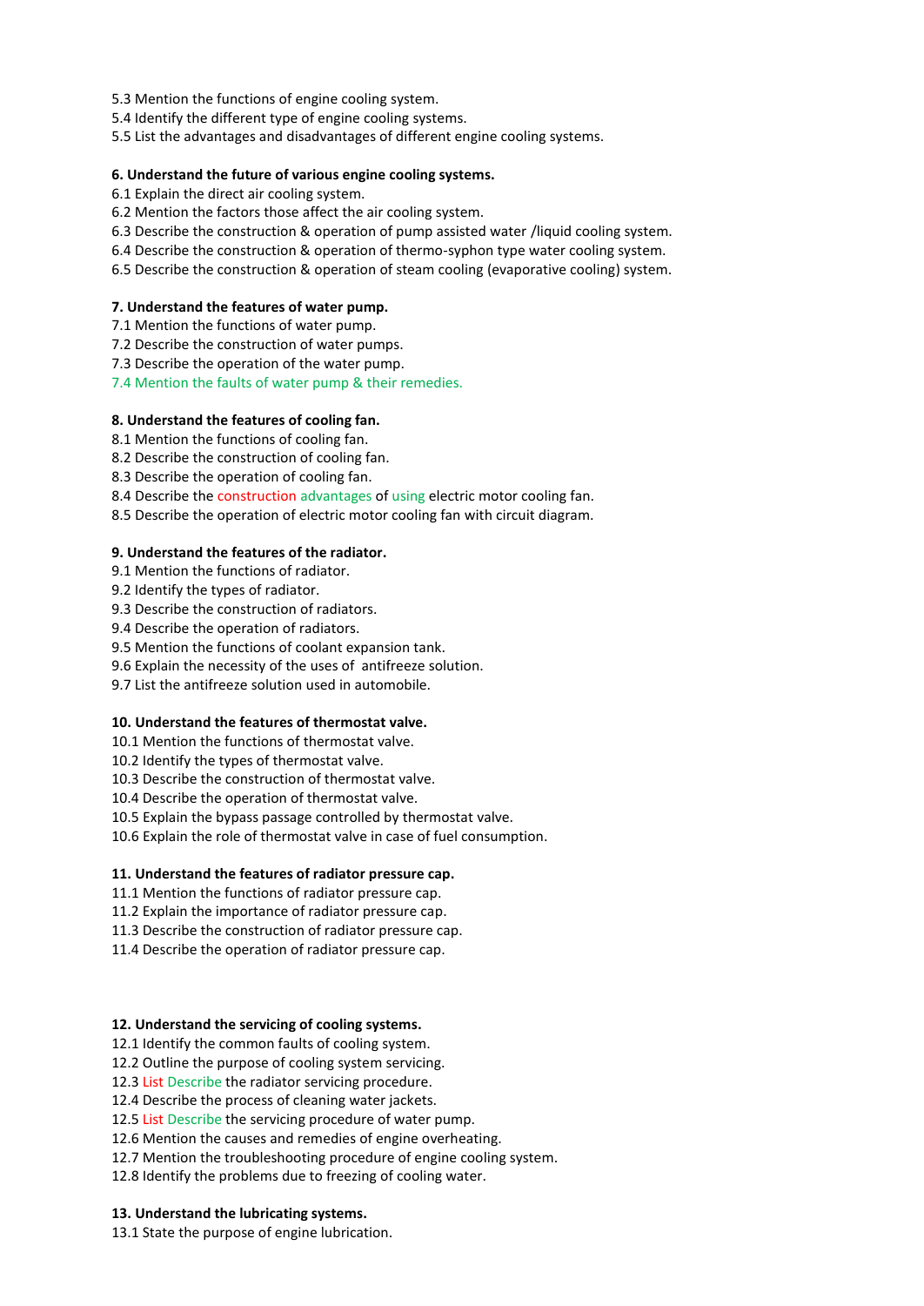5.3 Mention the functions of engine cooling system.
5.4 Identify the different type of engine cooling systems.
5.5 List the advantages and disadvantages of different engine cooling systems.

**6. Understand the future of various engine cooling systems.**

6.1 Explain the direct air cooling system.
6.2 Mention the factors those affect the air cooling system.
6.3 Describe the construction & operation of pump assisted water /liquid cooling system.
6.4 Describe the construction & operation of thermo-syphon type water cooling system.
6.5 Describe the construction & operation of steam cooling (evaporative cooling) system.

**7. Understand the features of water pump.**

7.1 Mention the functions of water pump.
7.2 Describe the construction of water pumps.
7.3 Describe the operation of the water pump.
7.4 Mention the faults of water pump & their remedies.

**8. Understand the features of cooling fan.**

8.1 Mention the functions of cooling fan.
8.2 Describe the construction of cooling fan.
8.3 Describe the operation of cooling fan.
8.4 Describe the construction advantages of using electric motor cooling fan.
8.5 Describe the operation of electric motor cooling fan with circuit diagram.

**9. Understand the features of the radiator.**

9.1 Mention the functions of radiator.
9.2 Identify the types of radiator.
9.3 Describe the construction of radiators.
9.4 Describe the operation of radiators.
9.5 Mention the functions of coolant expansion tank.
9.6 Explain the necessity of the uses of antifreeze solution.
9.7 List the antifreeze solution used in automobile.

**10. Understand the features of thermostat valve.**

10.1 Mention the functions of thermostat valve.
10.2 Identify the types of thermostat valve.
10.3 Describe the construction of thermostat valve.
10.4 Describe the operation of thermostat valve.
10.5 Explain the bypass passage controlled by thermostat valve.
10.6 Explain the role of thermostat valve in case of fuel consumption.

**11. Understand the features of radiator pressure cap.**

11.1 Mention the functions of radiator pressure cap.
11.2 Explain the importance of radiator pressure cap.
11.3 Describe the construction of radiator pressure cap.
11.4 Describe the operation of radiator pressure cap.

**12. Understand the servicing of cooling systems.**

12.1 Identify the common faults of cooling system.
12.2 Outline the purpose of cooling system servicing.
12.3 List Describe the radiator servicing procedure.
12.4 Describe the process of cleaning water jackets.
12.5 List Describe the servicing procedure of water pump.
12.6 Mention the causes and remedies of engine overheating.
12.7 Mention the troubleshooting procedure of engine cooling system.
12.8 Identify the problems due to freezing of cooling water.

**13. Understand the lubricating systems.**

13.1 State the purpose of engine lubrication.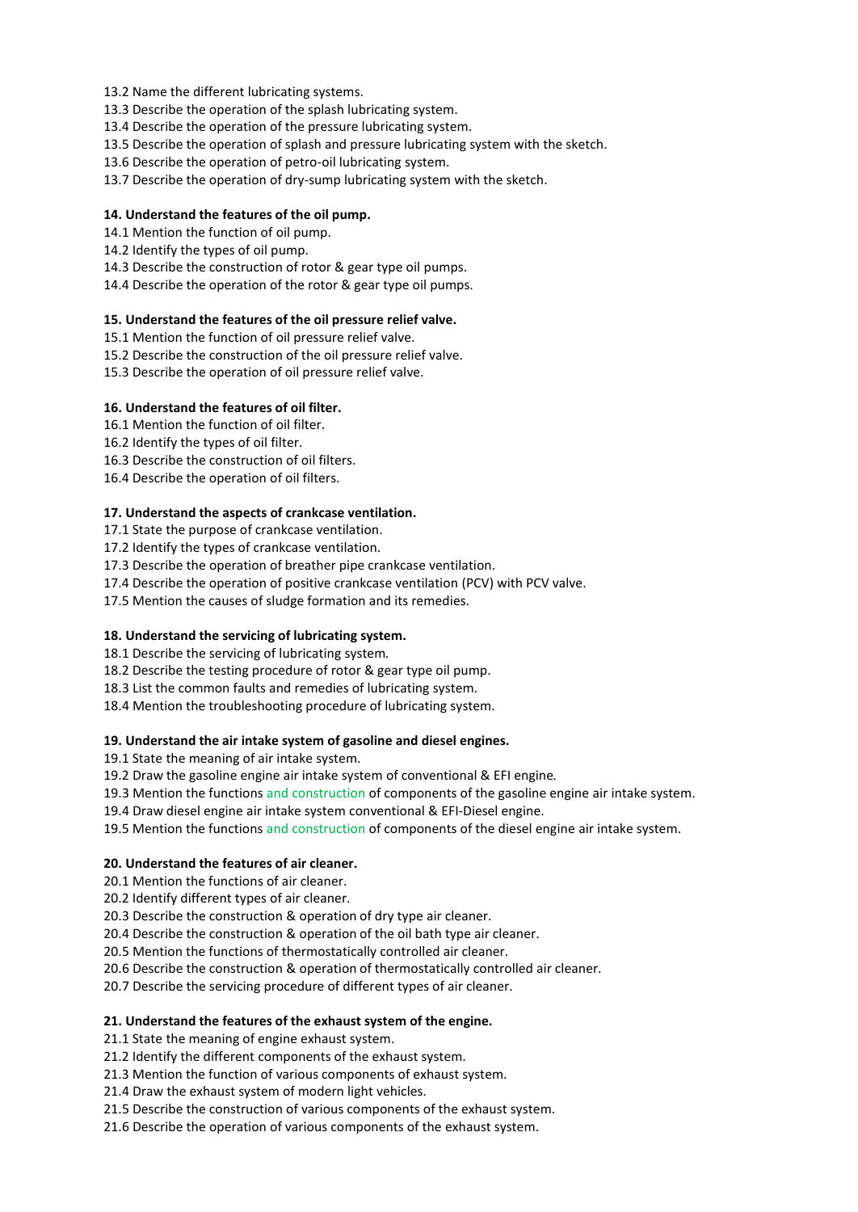13.2 Name the different lubricating systems.
13.3 Describe the operation of the splash lubricating system.
13.4 Describe the operation of the pressure lubricating system.
13.5 Describe the operation of splash and pressure lubricating system with the sketch.
13.6 Describe the operation of petro-oil lubricating system.
13.7 Describe the operation of dry-sump lubricating system with the sketch.

**14. Understand the features of the oil pump.**

14.1 Mention the function of oil pump.
14.2 Identify the types of oil pump.
14.3 Describe the construction of rotor & gear type oil pumps.
14.4 Describe the operation of the rotor & gear type oil pumps.

**15. Understand the features of the oil pressure relief valve.**

15.1 Mention the function of oil pressure relief valve.
15.2 Describe the construction of the oil pressure relief valve.
15.3 Describe the operation of oil pressure relief valve.

**16. Understand the features of oil filter.**

16.1 Mention the function of oil filter.
16.2 Identify the types of oil filter.
16.3 Describe the construction of oil filters.
16.4 Describe the operation of oil filters.

**17. Understand the aspects of crankcase ventilation.**

17.1 State the purpose of crankcase ventilation.
17.2 Identify the types of crankcase ventilation.
17.3 Describe the operation of breather pipe crankcase ventilation.
17.4 Describe the operation of positive crankcase ventilation (PCV) with PCV valve.
17.5 Mention the causes of sludge formation and its remedies.

**18. Understand the servicing of lubricating system.**

18.1 Describe the servicing of lubricating system.
18.2 Describe the testing procedure of rotor & gear type oil pump.
18.3 List the common faults and remedies of lubricating system.
18.4 Mention the troubleshooting procedure of lubricating system.

**19. Understand the air intake system of gasoline and diesel engines.**

19.1 State the meaning of air intake system.
19.2 Draw the gasoline engine air intake system of conventional & EFI engine.
19.3 Mention the functions and construction of components of the gasoline engine air intake system.
19.4 Draw diesel engine air intake system conventional & EFI-Diesel engine.
19.5 Mention the functions and construction of components of the diesel engine air intake system.

**20. Understand the features of air cleaner.**

20.1 Mention the functions of air cleaner.
20.2 Identify different types of air cleaner.
20.3 Describe the construction & operation of dry type air cleaner.
20.4 Describe the construction & operation of the oil bath type air cleaner.
20.5 Mention the functions of thermostatically controlled air cleaner.
20.6 Describe the construction & operation of thermostatically controlled air cleaner.
20.7 Describe the servicing procedure of different types of air cleaner.

**21. Understand the features of the exhaust system of the engine.**

21.1 State the meaning of engine exhaust system.
21.2 Identify the different components of the exhaust system.
21.3 Mention the function of various components of exhaust system.
21.4 Draw the exhaust system of modern light vehicles.
21.5 Describe the construction of various components of the exhaust system.
21.6 Describe the operation of various components of the exhaust system.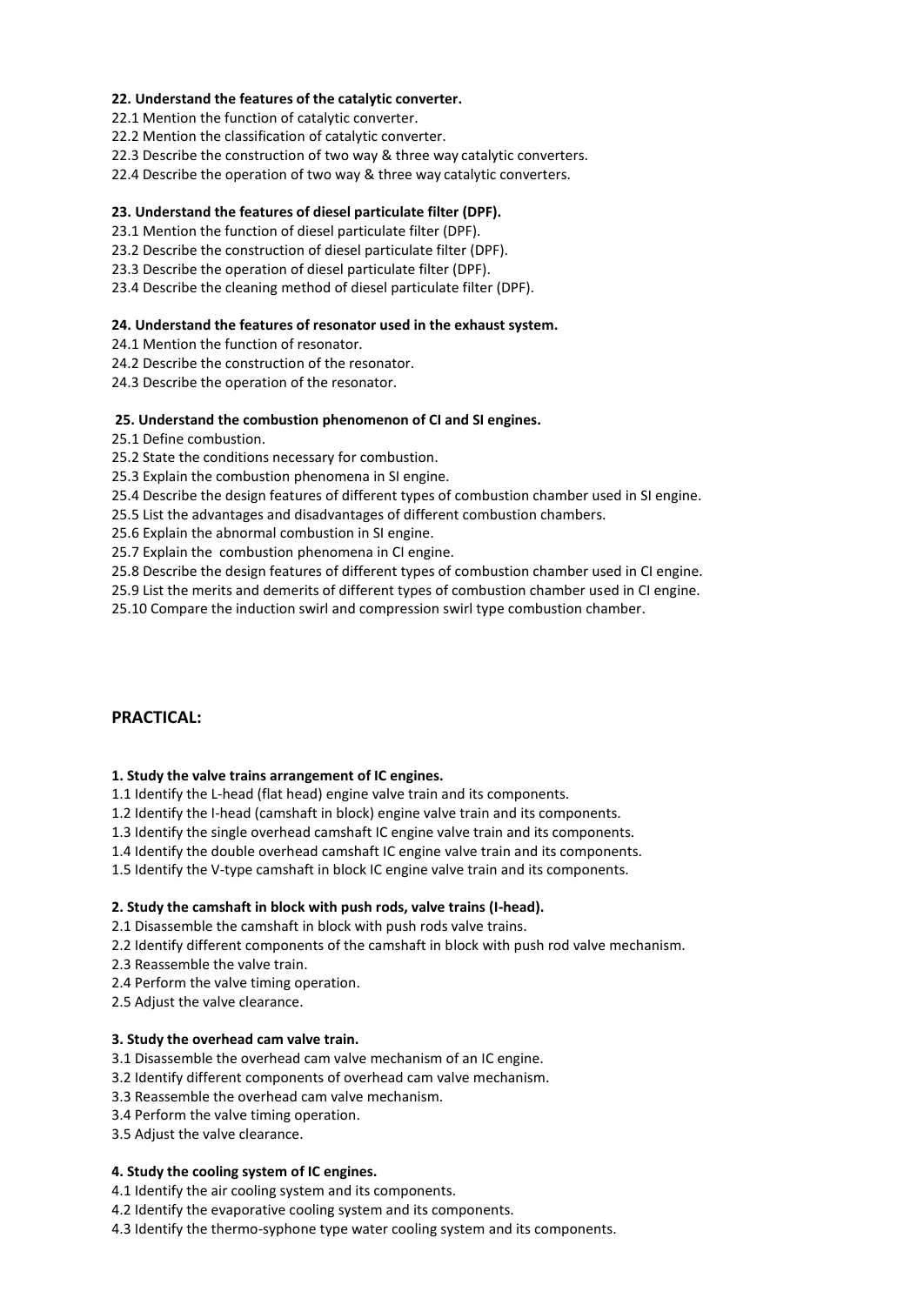**22. Understand the features of the catalytic converter.**

22.1 Mention the function of catalytic converter.

22.2 Mention the classification of catalytic converter.

22.3 Describe the construction of two way & three way catalytic converters.

22.4 Describe the operation of two way & three way catalytic converters.

**23. Understand the features of diesel particulate filter (DPF).**

23.1 Mention the function of diesel particulate filter (DPF).

23.2 Describe the construction of diesel particulate filter (DPF).

23.3 Describe the operation of diesel particulate filter (DPF).

23.4 Describe the cleaning method of diesel particulate filter (DPF).

**24. Understand the features of resonator used in the exhaust system.**

24.1 Mention the function of resonator.

24.2 Describe the construction of the resonator.

24.3 Describe the operation of the resonator.

**25. Understand the combustion phenomenon of CI and SI engines.**

25.1 Define combustion.

25.2 State the conditions necessary for combustion.

25.3 Explain the combustion phenomena in SI engine.

25.4 Describe the design features of different types of combustion chamber used in SI engine.

25.5 List the advantages and disadvantages of different combustion chambers.

25.6 Explain the abnormal combustion in SI engine.

25.7 Explain the combustion phenomena in CI engine.

25.8 Describe the design features of different types of combustion chamber used in CI engine.

25.9 List the merits and demerits of different types of combustion chamber used in CI engine.

25.10 Compare the induction swirl and compression swirl type combustion chamber.

## PRACTICAL:

**1. Study the valve trains arrangement of IC engines.**

1.1 Identify the L-head (flat head) engine valve train and its components.

1.2 Identify the I-head (camshaft in block) engine valve train and its components.

1.3 Identify the single overhead camshaft IC engine valve train and its components.

1.4 Identify the double overhead camshaft IC engine valve train and its components.

1.5 Identify the V-type camshaft in block IC engine valve train and its components.

**2. Study the camshaft in block with push rods, valve trains (I-head).**

2.1 Disassemble the camshaft in block with push rods valve trains.

2.2 Identify different components of the camshaft in block with push rod valve mechanism.

2.3 Reassemble the valve train.

2.4 Perform the valve timing operation.

2.5 Adjust the valve clearance.

**3. Study the overhead cam valve train.**

3.1 Disassemble the overhead cam valve mechanism of an IC engine.

3.2 Identify different components of overhead cam valve mechanism.

3.3 Reassemble the overhead cam valve mechanism.

3.4 Perform the valve timing operation.

3.5 Adjust the valve clearance.

**4. Study the cooling system of IC engines.**

4.1 Identify the air cooling system and its components.

4.2 Identify the evaporative cooling system and its components.

4.3 Identify the thermo-syphone type water cooling system and its components.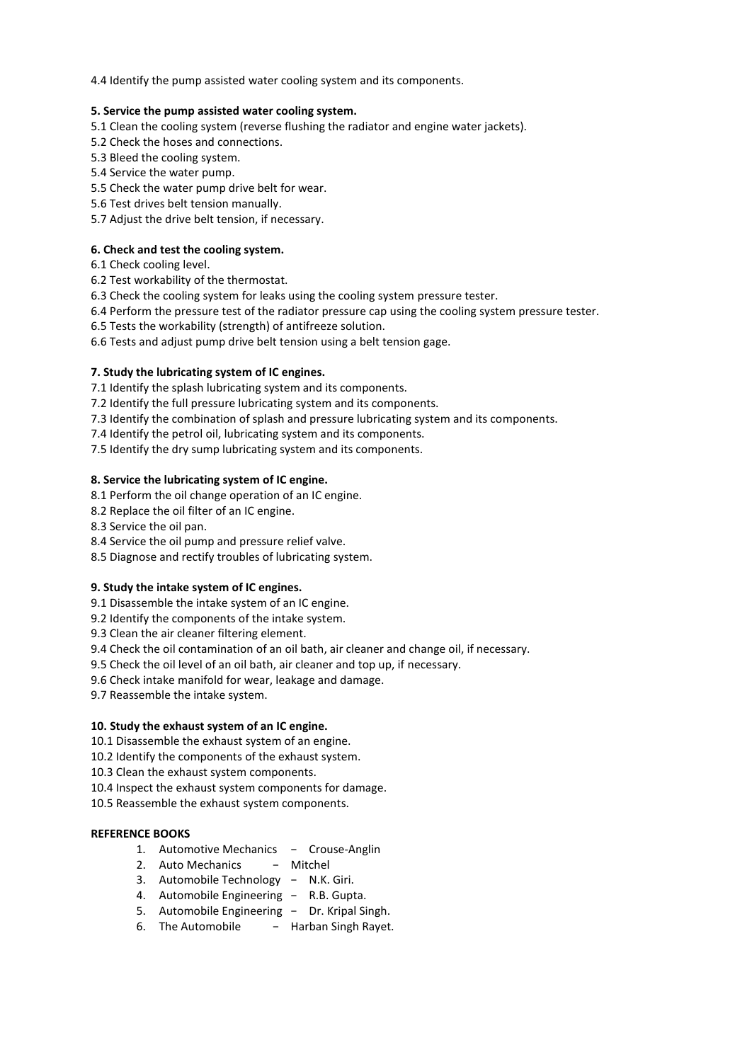4.4 Identify the pump assisted water cooling system and its components.

**5. Service the pump assisted water cooling system.**

5.1 Clean the cooling system (reverse flushing the radiator and engine water jackets).
5.2 Check the hoses and connections.
5.3 Bleed the cooling system.
5.4 Service the water pump.
5.5 Check the water pump drive belt for wear.
5.6 Test drives belt tension manually.
5.7 Adjust the drive belt tension, if necessary.

**6. Check and test the cooling system.**

6.1 Check cooling level.
6.2 Test workability of the thermostat.
6.3 Check the cooling system for leaks using the cooling system pressure tester.
6.4 Perform the pressure test of the radiator pressure cap using the cooling system pressure tester.
6.5 Tests the workability (strength) of antifreeze solution.
6.6 Tests and adjust pump drive belt tension using a belt tension gage.

**7. Study the lubricating system of IC engines.**

7.1 Identify the splash lubricating system and its components.
7.2 Identify the full pressure lubricating system and its components.
7.3 Identify the combination of splash and pressure lubricating system and its components.
7.4 Identify the petrol oil, lubricating system and its components.
7.5 Identify the dry sump lubricating system and its components.

**8. Service the lubricating system of IC engine.**

8.1 Perform the oil change operation of an IC engine.
8.2 Replace the oil filter of an IC engine.
8.3 Service the oil pan.
8.4 Service the oil pump and pressure relief valve.
8.5 Diagnose and rectify troubles of lubricating system.

**9. Study the intake system of IC engines.**

9.1 Disassemble the intake system of an IC engine.
9.2 Identify the components of the intake system.
9.3 Clean the air cleaner filtering element.
9.4 Check the oil contamination of an oil bath, air cleaner and change oil, if necessary.
9.5 Check the oil level of an oil bath, air cleaner and top up, if necessary.
9.6 Check intake manifold for wear, leakage and damage.
9.7 Reassemble the intake system.

**10. Study the exhaust system of an IC engine.**

10.1 Disassemble the exhaust system of an engine.
10.2 Identify the components of the exhaust system.
10.3 Clean the exhaust system components.
10.4 Inspect the exhaust system components for damage.
10.5 Reassemble the exhaust system components.

**REFERENCE BOOKS**

1. Automotive Mechanics − Crouse-Anglin
2. Auto Mechanics − Mitchel
3. Automobile Technology − N.K. Giri.
4. Automobile Engineering − R.B. Gupta.
5. Automobile Engineering − Dr. Kripal Singh.
6. The Automobile − Harban Singh Rayet.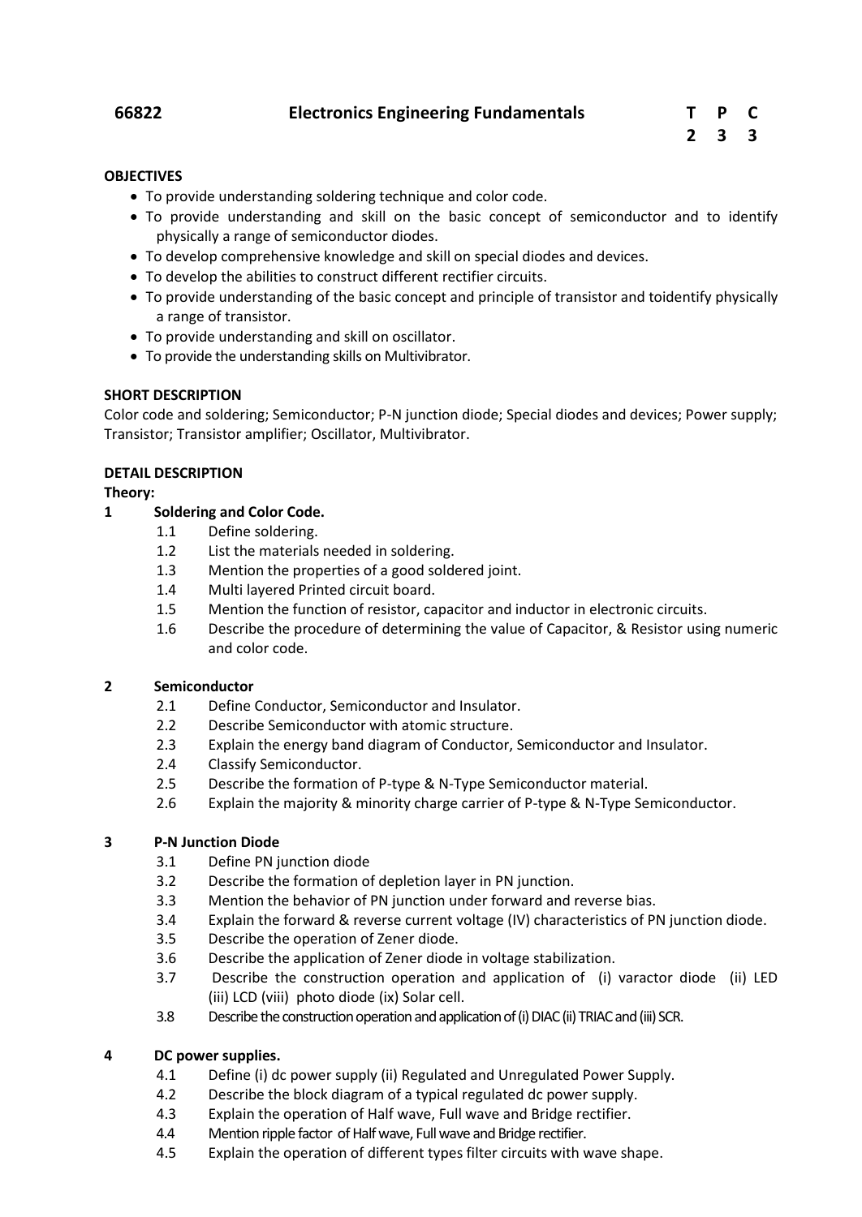## 66822 Electronics Engineering Fundamentals

| T | P | C |
|---|---|---|
| 2 | 3 | 3 |

**OBJECTIVES**

- To provide understanding soldering technique and color code.
- To provide understanding and skill on the basic concept of semiconductor and to identify physically a range of semiconductor diodes.
- To develop comprehensive knowledge and skill on special diodes and devices.
- To develop the abilities to construct different rectifier circuits.
- To provide understanding of the basic concept and principle of transistor and toidentify physically a range of transistor.
- To provide understanding and skill on oscillator.
- To provide the understanding skills on Multivibrator.

**SHORT DESCRIPTION**

Color code and soldering; Semiconductor; P-N junction diode; Special diodes and devices; Power supply; Transistor; Transistor amplifier; Oscillator, Multivibrator.

**DETAIL DESCRIPTION**

**Theory:**

**1 Soldering and Color Code.**

1.1 Define soldering.
1.2 List the materials needed in soldering.
1.3 Mention the properties of a good soldered joint.
1.4 Multi layered Printed circuit board.
1.5 Mention the function of resistor, capacitor and inductor in electronic circuits.
1.6 Describe the procedure of determining the value of Capacitor, & Resistor using numeric and color code.

**2 Semiconductor**

2.1 Define Conductor, Semiconductor and Insulator.
2.2 Describe Semiconductor with atomic structure.
2.3 Explain the energy band diagram of Conductor, Semiconductor and Insulator.
2.4 Classify Semiconductor.
2.5 Describe the formation of P-type & N-Type Semiconductor material.
2.6 Explain the majority & minority charge carrier of P-type & N-Type Semiconductor.

**3 P-N Junction Diode**

3.1 Define PN junction diode
3.2 Describe the formation of depletion layer in PN junction.
3.3 Mention the behavior of PN junction under forward and reverse bias.
3.4 Explain the forward & reverse current voltage (IV) characteristics of PN junction diode.
3.5 Describe the operation of Zener diode.
3.6 Describe the application of Zener diode in voltage stabilization.
3.7 Describe the construction operation and application of (i) varactor diode (ii) LED (iii) LCD (viii) photo diode (ix) Solar cell.
3.8 Describe the construction operation and application of (i) DIAC (ii) TRIAC and (iii) SCR.

**4 DC power supplies.**

4.1 Define (i) dc power supply (ii) Regulated and Unregulated Power Supply.
4.2 Describe the block diagram of a typical regulated dc power supply.
4.3 Explain the operation of Half wave, Full wave and Bridge rectifier.
4.4 Mention ripple factor of Half wave, Full wave and Bridge rectifier.
4.5 Explain the operation of different types filter circuits with wave shape.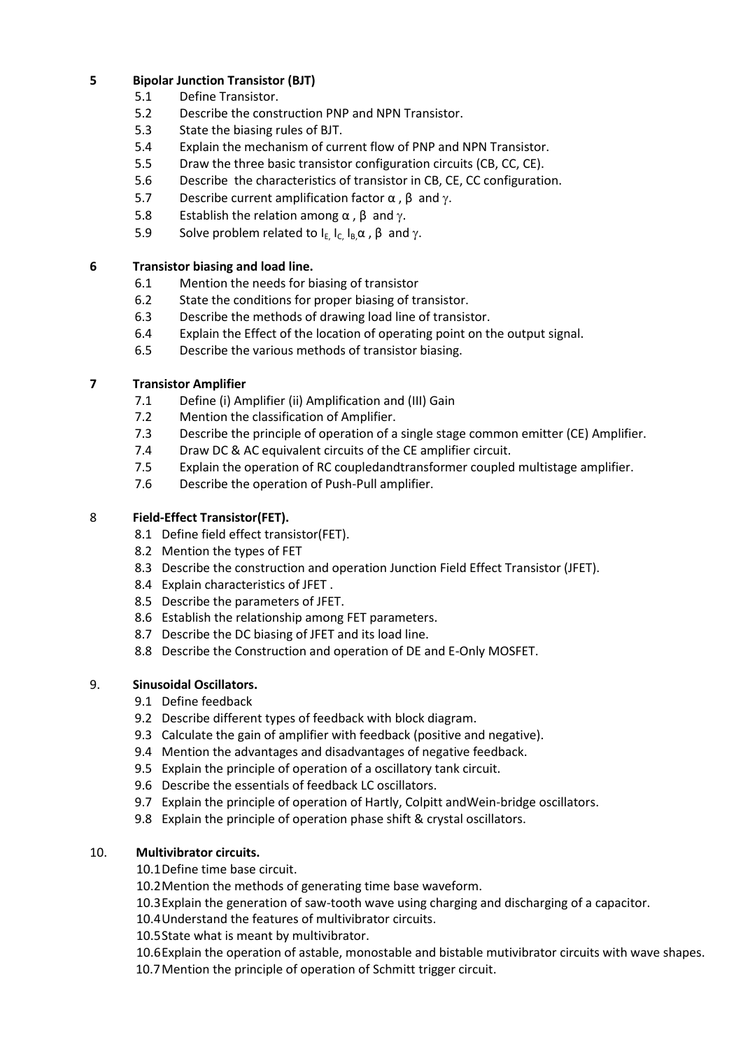**5 Bipolar Junction Transistor (BJT)**

- 5.1 Define Transistor.
- 5.2 Describe the construction PNP and NPN Transistor.
- 5.3 State the biasing rules of BJT.
- 5.4 Explain the mechanism of current flow of PNP and NPN Transistor.
- 5.5 Draw the three basic transistor configuration circuits (CB, CC, CE).
- 5.6 Describe the characteristics of transistor in CB, CE, CC configuration.
- 5.7 Describe current amplification factor $\alpha$ , $\beta$ and $\gamma$.
- 5.8 Establish the relation among $\alpha$ , $\beta$ and $\gamma$.
- 5.9 Solve problem related to $I_E$, $I_C$, $I_B$, $\alpha$ , $\beta$ and $\gamma$.

**6 Transistor biasing and load line.**

- 6.1 Mention the needs for biasing of transistor
- 6.2 State the conditions for proper biasing of transistor.
- 6.3 Describe the methods of drawing load line of transistor.
- 6.4 Explain the Effect of the location of operating point on the output signal.
- 6.5 Describe the various methods of transistor biasing.

**7 Transistor Amplifier**

- 7.1 Define (i) Amplifier (ii) Amplification and (III) Gain
- 7.2 Mention the classification of Amplifier.
- 7.3 Describe the principle of operation of a single stage common emitter (CE) Amplifier.
- 7.4 Draw DC & AC equivalent circuits of the CE amplifier circuit.
- 7.5 Explain the operation of RC coupledandtransformer coupled multistage amplifier.
- 7.6 Describe the operation of Push-Pull amplifier.

8 **Field-Effect Transistor(FET).**

- 8.1 Define field effect transistor(FET).
- 8.2 Mention the types of FET
- 8.3 Describe the construction and operation Junction Field Effect Transistor (JFET).
- 8.4 Explain characteristics of JFET .
- 8.5 Describe the parameters of JFET.
- 8.6 Establish the relationship among FET parameters.
- 8.7 Describe the DC biasing of JFET and its load line.
- 8.8 Describe the Construction and operation of DE and E-Only MOSFET.

9. **Sinusoidal Oscillators.**

- 9.1 Define feedback
- 9.2 Describe different types of feedback with block diagram.
- 9.3 Calculate the gain of amplifier with feedback (positive and negative).
- 9.4 Mention the advantages and disadvantages of negative feedback.
- 9.5 Explain the principle of operation of a oscillatory tank circuit.
- 9.6 Describe the essentials of feedback LC oscillators.
- 9.7 Explain the principle of operation of Hartly, Colpitt andWein-bridge oscillators.
- 9.8 Explain the principle of operation phase shift & crystal oscillators.

10. **Multivibrator circuits.**

- 10.1 Define time base circuit.
- 10.2 Mention the methods of generating time base waveform.
- 10.3 Explain the generation of saw-tooth wave using charging and discharging of a capacitor.
- 10.4 Understand the features of multivibrator circuits.
- 10.5 State what is meant by multivibrator.
- 10.6 Explain the operation of astable, monostable and bistable mutivibrator circuits with wave shapes.
- 10.7 Mention the principle of operation of Schmitt trigger circuit.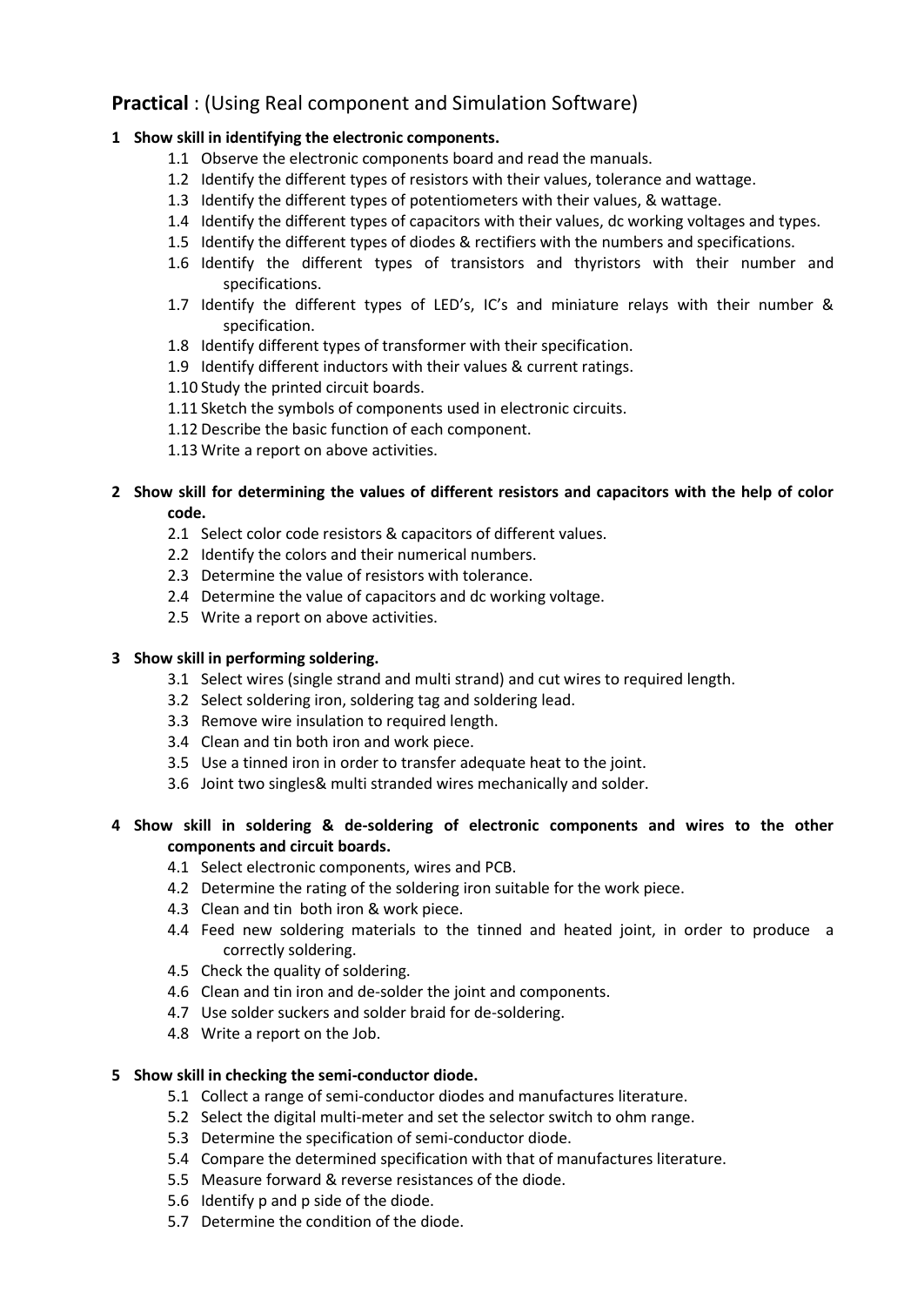**Practical** : (Using Real component and Simulation Software)

**1 Show skill in identifying the electronic components.**

- 1.1 Observe the electronic components board and read the manuals.
- 1.2 Identify the different types of resistors with their values, tolerance and wattage.
- 1.3 Identify the different types of potentiometers with their values, & wattage.
- 1.4 Identify the different types of capacitors with their values, dc working voltages and types.
- 1.5 Identify the different types of diodes & rectifiers with the numbers and specifications.
- 1.6 Identify the different types of transistors and thyristors with their number and specifications.
- 1.7 Identify the different types of LED's, IC's and miniature relays with their number & specification.
- 1.8 Identify different types of transformer with their specification.
- 1.9 Identify different inductors with their values & current ratings.
- 1.10 Study the printed circuit boards.
- 1.11 Sketch the symbols of components used in electronic circuits.
- 1.12 Describe the basic function of each component.
- 1.13 Write a report on above activities.

**2 Show skill for determining the values of different resistors and capacitors with the help of color code.**

- 2.1 Select color code resistors & capacitors of different values.
- 2.2 Identify the colors and their numerical numbers.
- 2.3 Determine the value of resistors with tolerance.
- 2.4 Determine the value of capacitors and dc working voltage.
- 2.5 Write a report on above activities.

**3 Show skill in performing soldering.**

- 3.1 Select wires (single strand and multi strand) and cut wires to required length.
- 3.2 Select soldering iron, soldering tag and soldering lead.
- 3.3 Remove wire insulation to required length.
- 3.4 Clean and tin both iron and work piece.
- 3.5 Use a tinned iron in order to transfer adequate heat to the joint.
- 3.6 Joint two singles& multi stranded wires mechanically and solder.

**4 Show skill in soldering & de-soldering of electronic components and wires to the other components and circuit boards.**

- 4.1 Select electronic components, wires and PCB.
- 4.2 Determine the rating of the soldering iron suitable for the work piece.
- 4.3 Clean and tin both iron & work piece.
- 4.4 Feed new soldering materials to the tinned and heated joint, in order to produce a correctly soldering.
- 4.5 Check the quality of soldering.
- 4.6 Clean and tin iron and de-solder the joint and components.
- 4.7 Use solder suckers and solder braid for de-soldering.
- 4.8 Write a report on the Job.

**5 Show skill in checking the semi-conductor diode.**

- 5.1 Collect a range of semi-conductor diodes and manufactures literature.
- 5.2 Select the digital multi-meter and set the selector switch to ohm range.
- 5.3 Determine the specification of semi-conductor diode.
- 5.4 Compare the determined specification with that of manufactures literature.
- 5.5 Measure forward & reverse resistances of the diode.
- 5.6 Identify p and p side of the diode.
- 5.7 Determine the condition of the diode.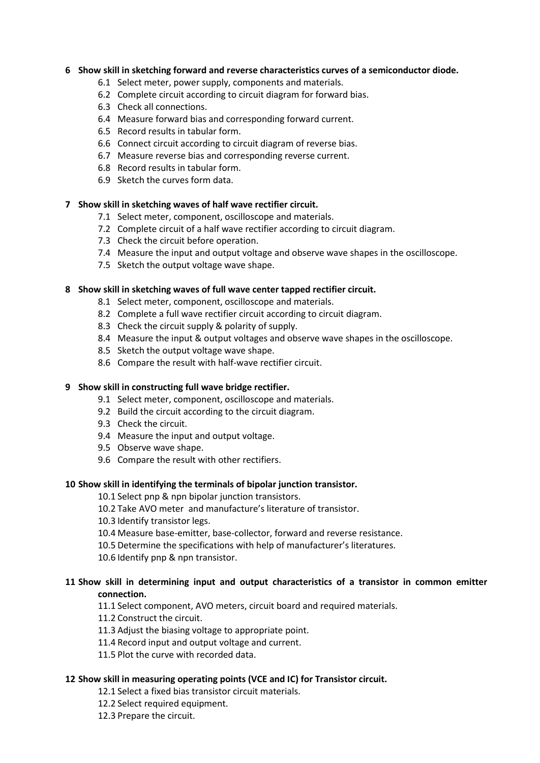**6 Show skill in sketching forward and reverse characteristics curves of a semiconductor diode.**

- 6.1 Select meter, power supply, components and materials.
- 6.2 Complete circuit according to circuit diagram for forward bias.
- 6.3 Check all connections.
- 6.4 Measure forward bias and corresponding forward current.
- 6.5 Record results in tabular form.
- 6.6 Connect circuit according to circuit diagram of reverse bias.
- 6.7 Measure reverse bias and corresponding reverse current.
- 6.8 Record results in tabular form.
- 6.9 Sketch the curves form data.

**7 Show skill in sketching waves of half wave rectifier circuit.**

- 7.1 Select meter, component, oscilloscope and materials.
- 7.2 Complete circuit of a half wave rectifier according to circuit diagram.
- 7.3 Check the circuit before operation.
- 7.4 Measure the input and output voltage and observe wave shapes in the oscilloscope.
- 7.5 Sketch the output voltage wave shape.

**8 Show skill in sketching waves of full wave center tapped rectifier circuit.**

- 8.1 Select meter, component, oscilloscope and materials.
- 8.2 Complete a full wave rectifier circuit according to circuit diagram.
- 8.3 Check the circuit supply & polarity of supply.
- 8.4 Measure the input & output voltages and observe wave shapes in the oscilloscope.
- 8.5 Sketch the output voltage wave shape.
- 8.6 Compare the result with half-wave rectifier circuit.

**9 Show skill in constructing full wave bridge rectifier.**

- 9.1 Select meter, component, oscilloscope and materials.
- 9.2 Build the circuit according to the circuit diagram.
- 9.3 Check the circuit.
- 9.4 Measure the input and output voltage.
- 9.5 Observe wave shape.
- 9.6 Compare the result with other rectifiers.

**10 Show skill in identifying the terminals of bipolar junction transistor.**

- 10.1 Select pnp & npn bipolar junction transistors.
- 10.2 Take AVO meter and manufacture's literature of transistor.
- 10.3 Identify transistor legs.
- 10.4 Measure base-emitter, base-collector, forward and reverse resistance.
- 10.5 Determine the specifications with help of manufacturer's literatures.
- 10.6 Identify pnp & npn transistor.

**11 Show skill in determining input and output characteristics of a transistor in common emitter connection.**

- 11.1 Select component, AVO meters, circuit board and required materials.
- 11.2 Construct the circuit.
- 11.3 Adjust the biasing voltage to appropriate point.
- 11.4 Record input and output voltage and current.
- 11.5 Plot the curve with recorded data.

**12 Show skill in measuring operating points (VCE and IC) for Transistor circuit.**

- 12.1 Select a fixed bias transistor circuit materials.
- 12.2 Select required equipment.
- 12.3 Prepare the circuit.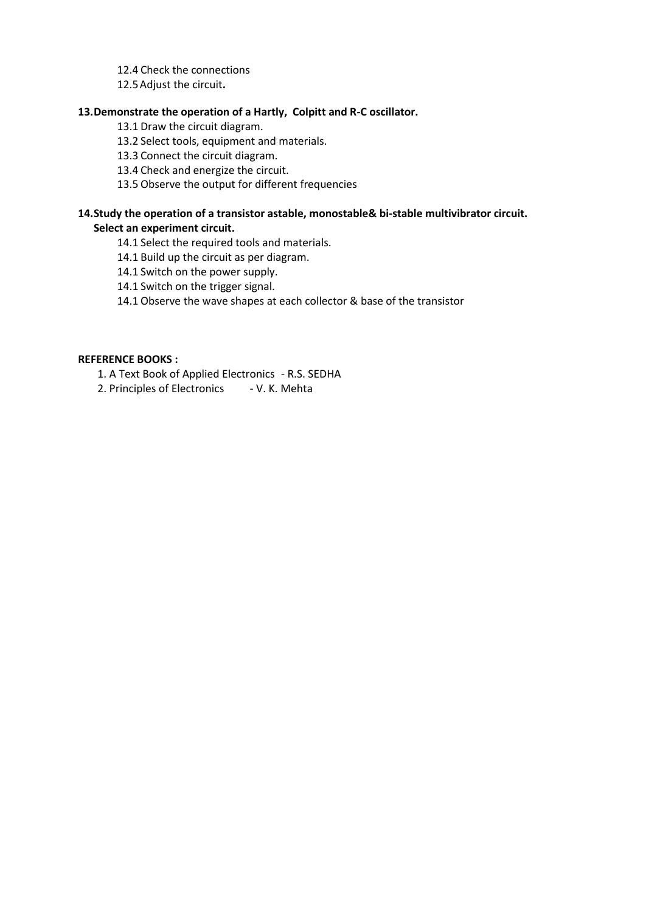12.4 Check the connections
12.5 Adjust the circuit**.**

**13.Demonstrate the operation of a Hartly, Colpitt and R-C oscillator.**

13.1 Draw the circuit diagram.
13.2 Select tools, equipment and materials.
13.3 Connect the circuit diagram.
13.4 Check and energize the circuit.
13.5 Observe the output for different frequencies

**14.Study the operation of a transistor astable, monostable& bi-stable multivibrator circuit. Select an experiment circuit.**

14.1 Select the required tools and materials.
14.1 Build up the circuit as per diagram.
14.1 Switch on the power supply.
14.1 Switch on the trigger signal.
14.1 Observe the wave shapes at each collector & base of the transistor

**REFERENCE BOOKS :**

1. A Text Book of Applied Electronics - R.S. SEDHA
2. Principles of Electronics - V. K. Mehta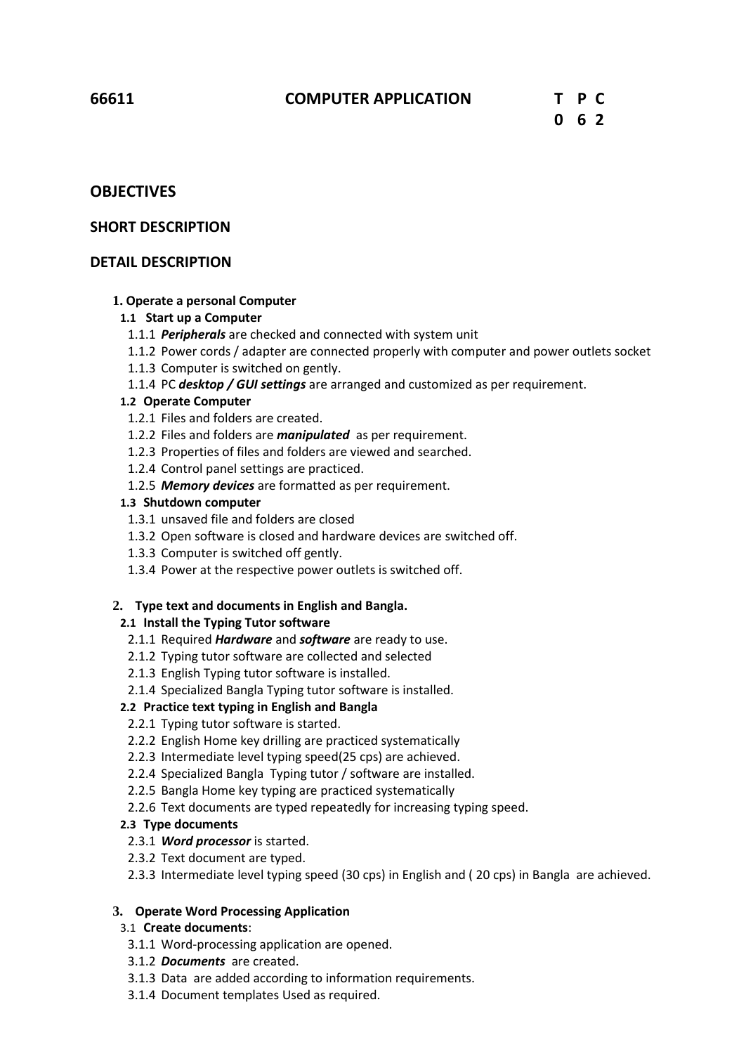**66611 COMPUTER APPLICATION**

| T | P | C |
|---|---|---|
| 0 | 6 | 2 |

## OBJECTIVES

## SHORT DESCRIPTION

## DETAIL DESCRIPTION

**1. Operate a personal Computer**

**1.1 Start up a Computer**

1.1.1 ***Peripherals*** are checked and connected with system unit
1.1.2 Power cords / adapter are connected properly with computer and power outlets socket
1.1.3 Computer is switched on gently.
1.1.4 PC ***desktop / GUI settings*** are arranged and customized as per requirement.

**1.2 Operate Computer**

1.2.1 Files and folders are created.
1.2.2 Files and folders are ***manipulated*** as per requirement.
1.2.3 Properties of files and folders are viewed and searched.
1.2.4 Control panel settings are practiced.
1.2.5 ***Memory devices*** are formatted as per requirement.

**1.3 Shutdown computer**

1.3.1 unsaved file and folders are closed
1.3.2 Open software is closed and hardware devices are switched off.
1.3.3 Computer is switched off gently.
1.3.4 Power at the respective power outlets is switched off.

**2. Type text and documents in English and Bangla.**

**2.1 Install the Typing Tutor software**

2.1.1 Required ***Hardware*** and ***software*** are ready to use.
2.1.2 Typing tutor software are collected and selected
2.1.3 English Typing tutor software is installed.
2.1.4 Specialized Bangla Typing tutor software is installed.

**2.2 Practice text typing in English and Bangla**

2.2.1 Typing tutor software is started.
2.2.2 English Home key drilling are practiced systematically
2.2.3 Intermediate level typing speed(25 cps) are achieved.
2.2.4 Specialized Bangla Typing tutor / software are installed.
2.2.5 Bangla Home key typing are practiced systematically
2.2.6 Text documents are typed repeatedly for increasing typing speed.

**2.3 Type documents**

2.3.1 ***Word processor*** is started.
2.3.2 Text document are typed.
2.3.3 Intermediate level typing speed (30 cps) in English and ( 20 cps) in Bangla are achieved.

**3. Operate Word Processing Application**

3.1 **Create documents**:

3.1.1 Word-processing application are opened.
3.1.2 ***Documents*** are created.
3.1.3 Data are added according to information requirements.
3.1.4 Document templates Used as required.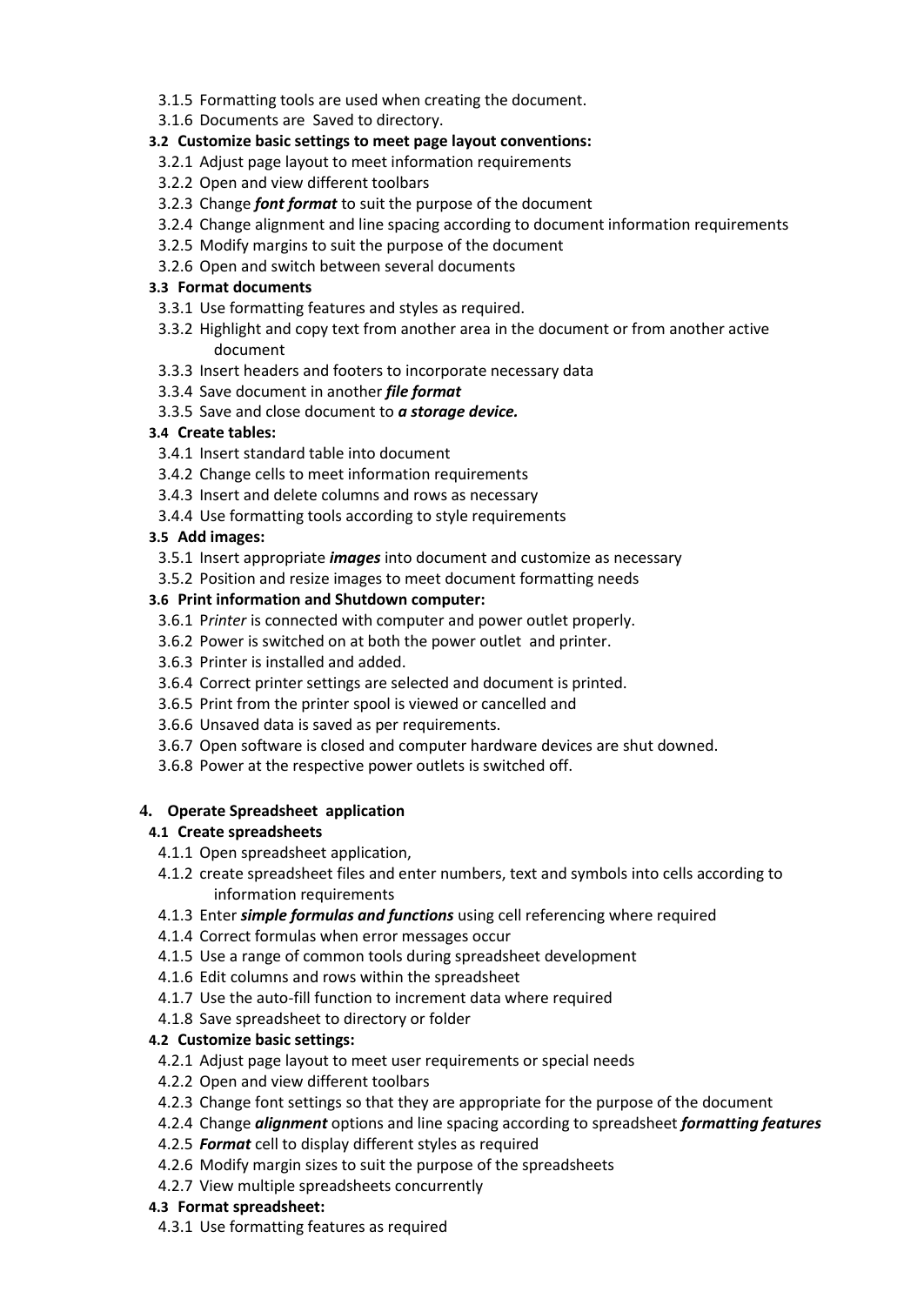3.1.5 Formatting tools are used when creating the document.
3.1.6 Documents are Saved to directory.

**3.2 Customize basic settings to meet page layout conventions:**

3.2.1 Adjust page layout to meet information requirements
3.2.2 Open and view different toolbars
3.2.3 Change ***font format*** to suit the purpose of the document
3.2.4 Change alignment and line spacing according to document information requirements
3.2.5 Modify margins to suit the purpose of the document
3.2.6 Open and switch between several documents

**3.3 Format documents**

3.3.1 Use formatting features and styles as required.
3.3.2 Highlight and copy text from another area in the document or from another active document
3.3.3 Insert headers and footers to incorporate necessary data
3.3.4 Save document in another ***file format***
3.3.5 Save and close document to ***a storage device.***

**3.4 Create tables:**

3.4.1 Insert standard table into document
3.4.2 Change cells to meet information requirements
3.4.3 Insert and delete columns and rows as necessary
3.4.4 Use formatting tools according to style requirements

**3.5 Add images:**

3.5.1 Insert appropriate ***images*** into document and customize as necessary
3.5.2 Position and resize images to meet document formatting needs

**3.6 Print information and Shutdown computer:**

3.6.1 P*rinter* is connected with computer and power outlet properly.
3.6.2 Power is switched on at both the power outlet and printer.
3.6.3 Printer is installed and added.
3.6.4 Correct printer settings are selected and document is printed.
3.6.5 Print from the printer spool is viewed or cancelled and
3.6.6 Unsaved data is saved as per requirements.
3.6.7 Open software is closed and computer hardware devices are shut downed.
3.6.8 Power at the respective power outlets is switched off.

## 4. Operate Spreadsheet application

**4.1 Create spreadsheets**

4.1.1 Open spreadsheet application,
4.1.2 create spreadsheet files and enter numbers, text and symbols into cells according to information requirements
4.1.3 Enter ***simple formulas and functions*** using cell referencing where required
4.1.4 Correct formulas when error messages occur
4.1.5 Use a range of common tools during spreadsheet development
4.1.6 Edit columns and rows within the spreadsheet
4.1.7 Use the auto-fill function to increment data where required
4.1.8 Save spreadsheet to directory or folder

**4.2 Customize basic settings:**

4.2.1 Adjust page layout to meet user requirements or special needs
4.2.2 Open and view different toolbars
4.2.3 Change font settings so that they are appropriate for the purpose of the document
4.2.4 Change ***alignment*** options and line spacing according to spreadsheet ***formatting features***
4.2.5 ***Format*** cell to display different styles as required
4.2.6 Modify margin sizes to suit the purpose of the spreadsheets
4.2.7 View multiple spreadsheets concurrently

**4.3 Format spreadsheet:**

4.3.1 Use formatting features as required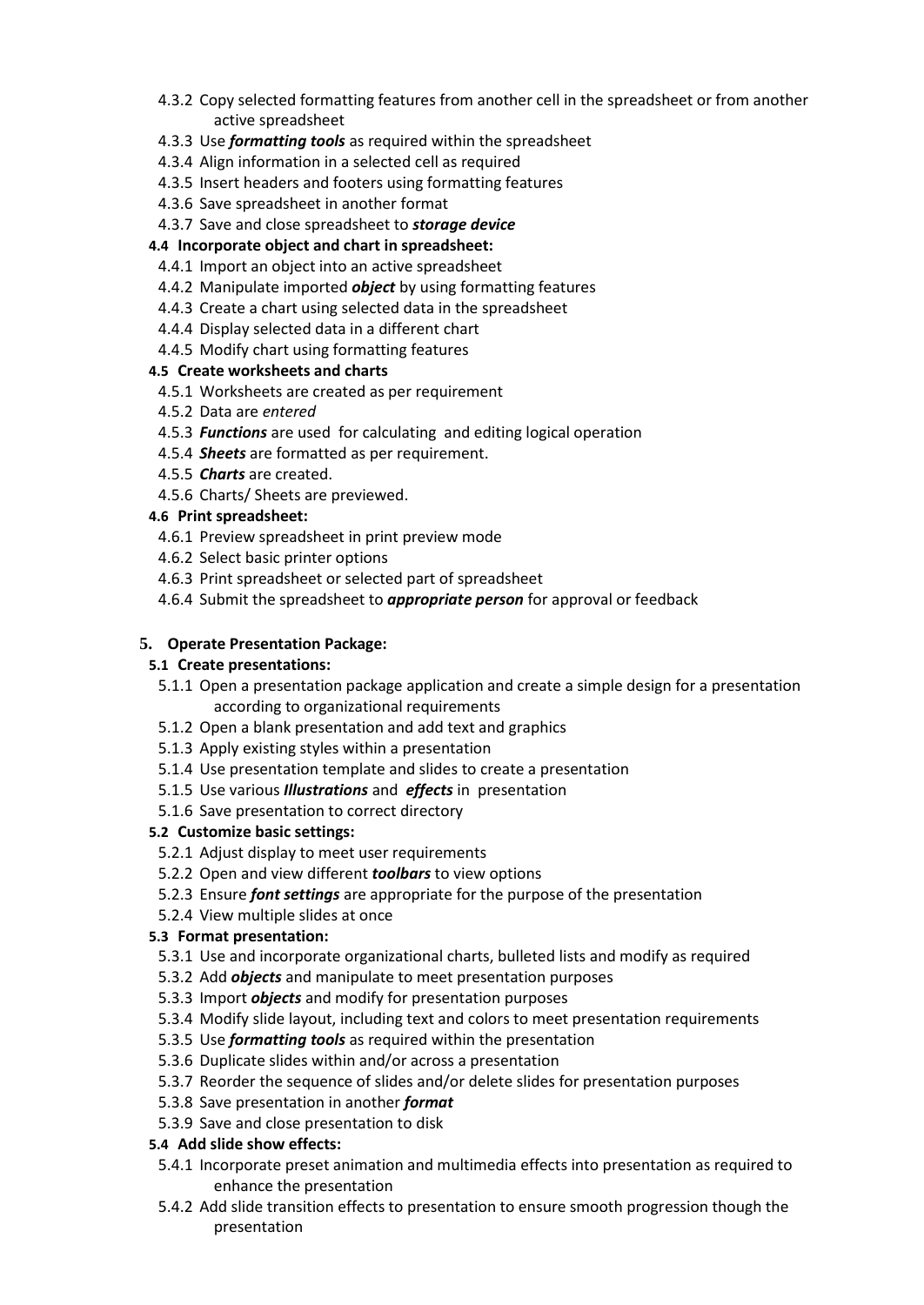4.3.2 Copy selected formatting features from another cell in the spreadsheet or from another active spreadsheet
4.3.3 Use ***formatting tools*** as required within the spreadsheet
4.3.4 Align information in a selected cell as required
4.3.5 Insert headers and footers using formatting features
4.3.6 Save spreadsheet in another format
4.3.7 Save and close spreadsheet to ***storage device***

**4.4 Incorporate object and chart in spreadsheet:**

4.4.1 Import an object into an active spreadsheet
4.4.2 Manipulate imported ***object*** by using formatting features
4.4.3 Create a chart using selected data in the spreadsheet
4.4.4 Display selected data in a different chart
4.4.5 Modify chart using formatting features

**4.5 Create worksheets and charts**

4.5.1 Worksheets are created as per requirement
4.5.2 Data are *entered*
4.5.3 ***Functions*** are used for calculating and editing logical operation
4.5.4 ***Sheets*** are formatted as per requirement.
4.5.5 ***Charts*** are created.
4.5.6 Charts/ Sheets are previewed.

**4.6 Print spreadsheet:**

4.6.1 Preview spreadsheet in print preview mode
4.6.2 Select basic printer options
4.6.3 Print spreadsheet or selected part of spreadsheet
4.6.4 Submit the spreadsheet to ***appropriate person*** for approval or feedback

## 5. Operate Presentation Package:

**5.1 Create presentations:**

5.1.1 Open a presentation package application and create a simple design for a presentation according to organizational requirements
5.1.2 Open a blank presentation and add text and graphics
5.1.3 Apply existing styles within a presentation
5.1.4 Use presentation template and slides to create a presentation
5.1.5 Use various ***Illustrations*** and ***effects*** in presentation
5.1.6 Save presentation to correct directory

**5.2 Customize basic settings:**

5.2.1 Adjust display to meet user requirements
5.2.2 Open and view different ***toolbars*** to view options
5.2.3 Ensure ***font settings*** are appropriate for the purpose of the presentation
5.2.4 View multiple slides at once

**5.3 Format presentation:**

5.3.1 Use and incorporate organizational charts, bulleted lists and modify as required
5.3.2 Add ***objects*** and manipulate to meet presentation purposes
5.3.3 Import ***objects*** and modify for presentation purposes
5.3.4 Modify slide layout, including text and colors to meet presentation requirements
5.3.5 Use ***formatting tools*** as required within the presentation
5.3.6 Duplicate slides within and/or across a presentation
5.3.7 Reorder the sequence of slides and/or delete slides for presentation purposes
5.3.8 Save presentation in another ***format***
5.3.9 Save and close presentation to disk

**5.4 Add slide show effects:**

5.4.1 Incorporate preset animation and multimedia effects into presentation as required to enhance the presentation
5.4.2 Add slide transition effects to presentation to ensure smooth progression though the presentation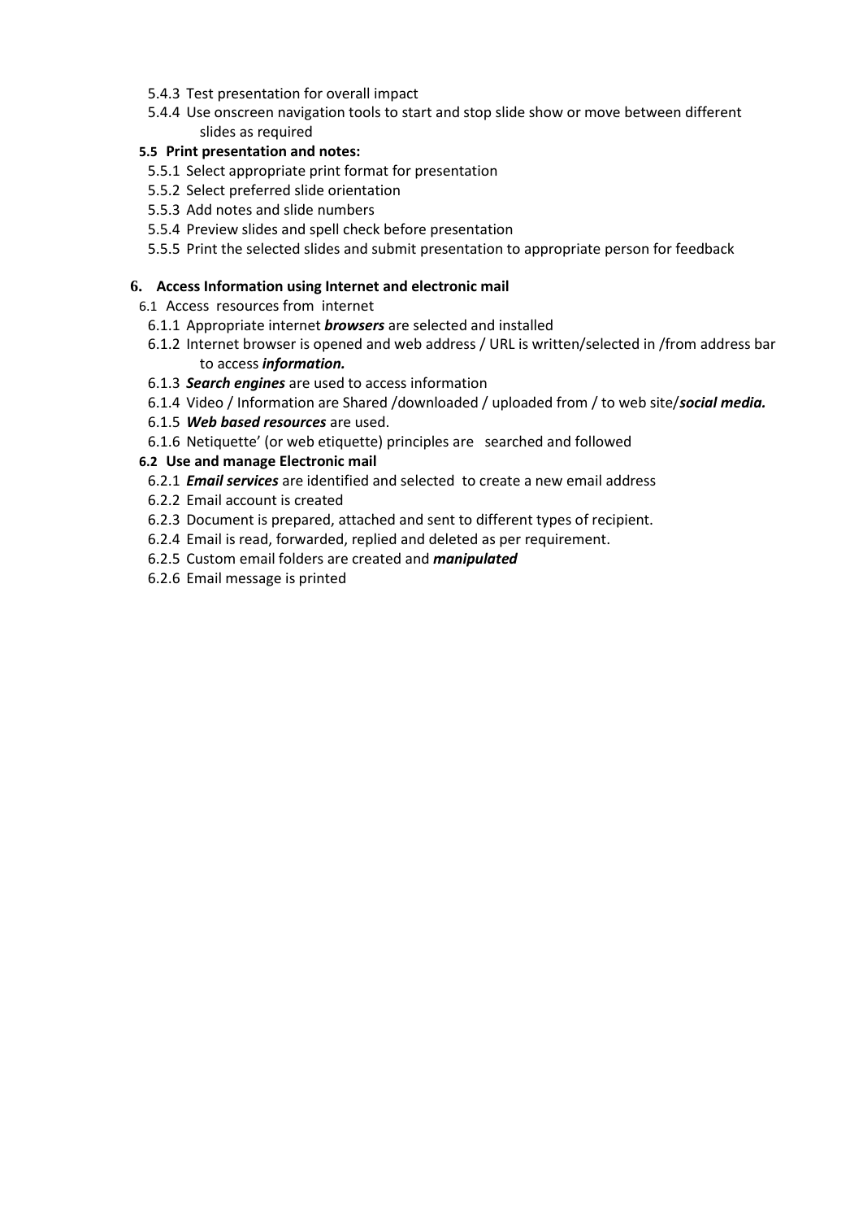5.4.3 Test presentation for overall impact

5.4.4 Use onscreen navigation tools to start and stop slide show or move between different slides as required

**5.5 Print presentation and notes:**

5.5.1 Select appropriate print format for presentation

5.5.2 Select preferred slide orientation

5.5.3 Add notes and slide numbers

5.5.4 Preview slides and spell check before presentation

5.5.5 Print the selected slides and submit presentation to appropriate person for feedback

**6. Access Information using Internet and electronic mail**

6.1 Access resources from internet

6.1.1 Appropriate internet ***browsers*** are selected and installed

6.1.2 Internet browser is opened and web address / URL is written/selected in /from address bar to access ***information.***

6.1.3 ***Search engines*** are used to access information

6.1.4 Video / Information are Shared /downloaded / uploaded from / to web site/***social media.***

6.1.5 ***Web based resources*** are used.

6.1.6 Netiquette' (or web etiquette) principles are searched and followed

**6.2 Use and manage Electronic mail**

6.2.1 ***Email services*** are identified and selected to create a new email address

6.2.2 Email account is created

6.2.3 Document is prepared, attached and sent to different types of recipient.

6.2.4 Email is read, forwarded, replied and deleted as per requirement.

6.2.5 Custom email folders are created and ***manipulated***

6.2.6 Email message is printed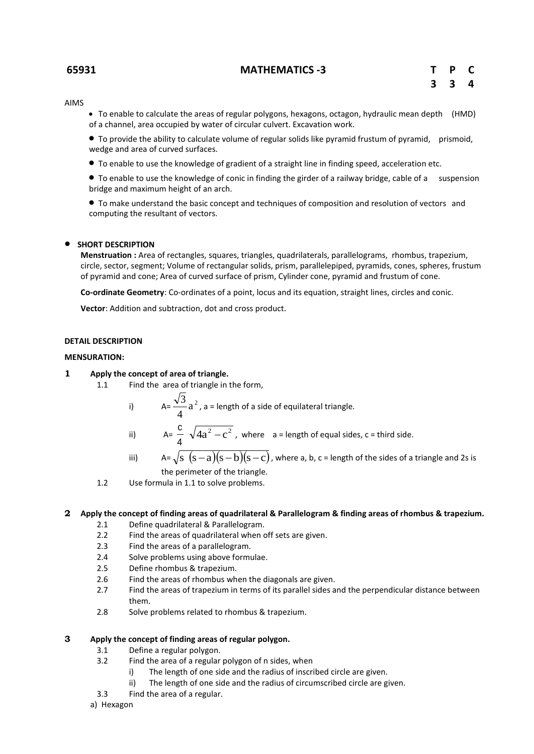**65931 MATHEMATICS -3**

| T | P | C |
|---|---|---|
| 3 | 3 | 4 |

AIMS

- To enable to calculate the areas of regular polygons, hexagons, octagon, hydraulic mean depth (HMD) of a channel, area occupied by water of circular culvert. Excavation work.
- To provide the ability to calculate volume of regular solids like pyramid frustum of pyramid, prismoid, wedge and area of curved surfaces.
- To enable to use the knowledge of gradient of a straight line in finding speed, acceleration etc.
- To enable to use the knowledge of conic in finding the girder of a railway bridge, cable of a suspension bridge and maximum height of an arch.
- To make understand the basic concept and techniques of composition and resolution of vectors and computing the resultant of vectors.

- **SHORT DESCRIPTION**

  **Menstruation :** Area of rectangles, squares, triangles, quadrilaterals, parallelograms, rhombus, trapezium, circle, sector, segment; Volume of rectangular solids, prism, parallelepiped, pyramids, cones, spheres, frustum of pyramid and cone; Area of curved surface of prism, Cylinder cone, pyramid and frustum of cone.

  **Co-ordinate Geometry**: Co-ordinates of a point, locus and its equation, straight lines, circles and conic.

  **Vector**: Addition and subtraction, dot and cross product.

**DETAIL DESCRIPTION**

**MENSURATION:**

**1 Apply the concept of area of triangle.**

1.1 Find the area of triangle in the form,

i) $A=\frac{\sqrt{3}}{4}a^2$, a = length of a side of equilateral triangle.

ii) $A=\frac{c}{4}\sqrt{4a^2-c^2}$, where a = length of equal sides, c = third side.

iii) $A=\sqrt{s(s-a)(s-b)(s-c)}$, where a, b, c = length of the sides of a triangle and 2s is the perimeter of the triangle.

1.2 Use formula in 1.1 to solve problems.

**2 Apply the concept of finding areas of quadrilateral & Parallelogram & finding areas of rhombus & trapezium.**

2.1 Define quadrilateral & Parallelogram.

2.2 Find the areas of quadrilateral when off sets are given.

2.3 Find the areas of a parallelogram.

2.4 Solve problems using above formulae.

2.5 Define rhombus & trapezium.

2.6 Find the areas of rhombus when the diagonals are given.

2.7 Find the areas of trapezium in terms of its parallel sides and the perpendicular distance between them.

2.8 Solve problems related to rhombus & trapezium.

**3 Apply the concept of finding areas of regular polygon.**

3.1 Define a regular polygon.

3.2 Find the area of a regular polygon of n sides, when

i) The length of one side and the radius of inscribed circle are given.

ii) The length of one side and the radius of circumscribed circle are given.

3.3 Find the area of a regular.

a) Hexagon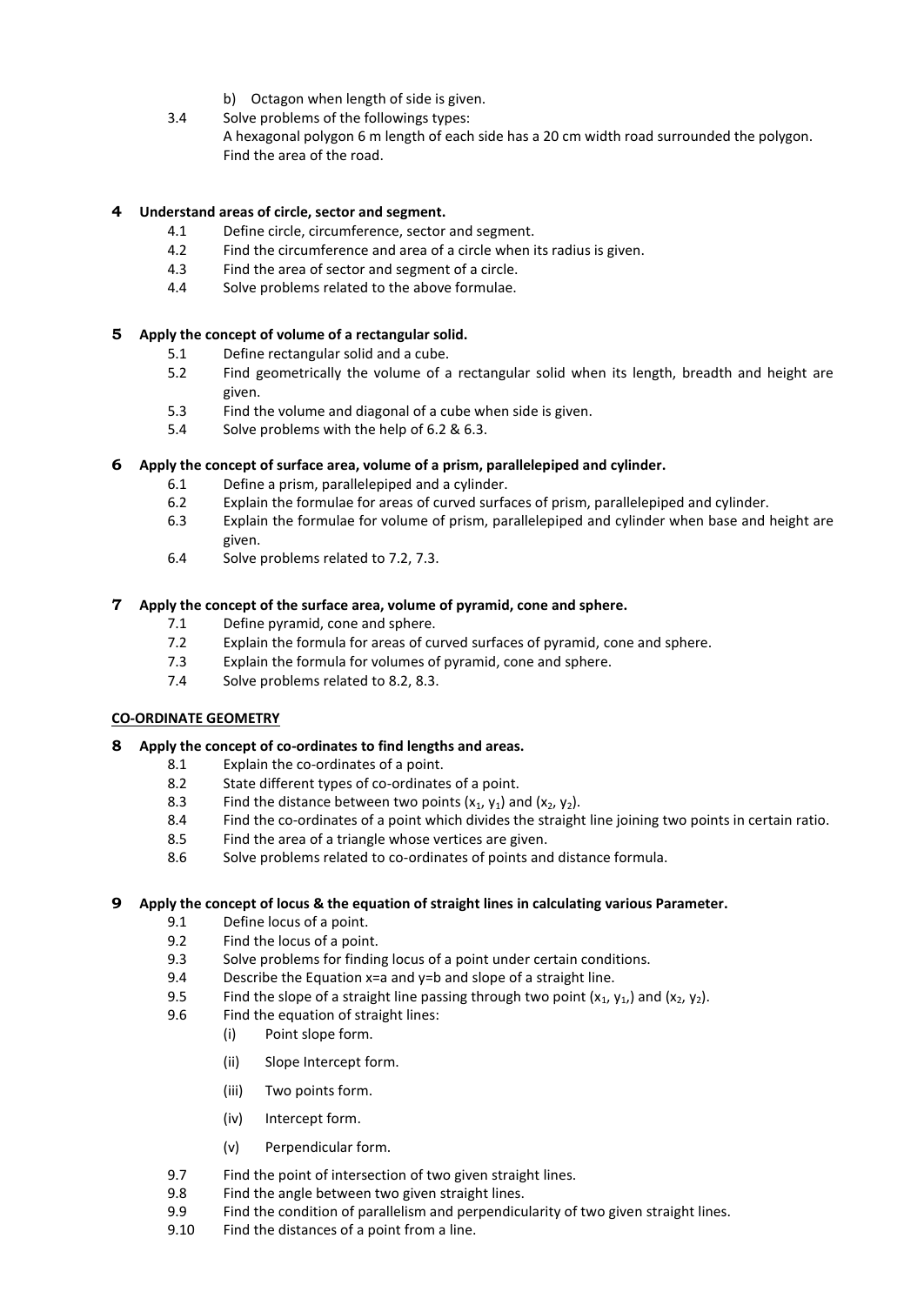b) Octagon when length of side is given.

3.4 Solve problems of the followings types:
A hexagonal polygon 6 m length of each side has a 20 cm width road surrounded the polygon. Find the area of the road.

## 4 Understand areas of circle, sector and segment.

4.1 Define circle, circumference, sector and segment.
4.2 Find the circumference and area of a circle when its radius is given.
4.3 Find the area of sector and segment of a circle.
4.4 Solve problems related to the above formulae.

## 5 Apply the concept of volume of a rectangular solid.

5.1 Define rectangular solid and a cube.
5.2 Find geometrically the volume of a rectangular solid when its length, breadth and height are given.
5.3 Find the volume and diagonal of a cube when side is given.
5.4 Solve problems with the help of 6.2 & 6.3.

## 6 Apply the concept of surface area, volume of a prism, parallelepiped and cylinder.

6.1 Define a prism, parallelepiped and a cylinder.
6.2 Explain the formulae for areas of curved surfaces of prism, parallelepiped and cylinder.
6.3 Explain the formulae for volume of prism, parallelepiped and cylinder when base and height are given.
6.4 Solve problems related to 7.2, 7.3.

## 7 Apply the concept of the surface area, volume of pyramid, cone and sphere.

7.1 Define pyramid, cone and sphere.
7.2 Explain the formula for areas of curved surfaces of pyramid, cone and sphere.
7.3 Explain the formula for volumes of pyramid, cone and sphere.
7.4 Solve problems related to 8.2, 8.3.

**CO-ORDINATE GEOMETRY**

## 8 Apply the concept of co-ordinates to find lengths and areas.

8.1 Explain the co-ordinates of a point.
8.2 State different types of co-ordinates of a point.
8.3 Find the distance between two points $(x_1, y_1)$ and $(x_2, y_2)$.
8.4 Find the co-ordinates of a point which divides the straight line joining two points in certain ratio.
8.5 Find the area of a triangle whose vertices are given.
8.6 Solve problems related to co-ordinates of points and distance formula.

## 9 Apply the concept of locus & the equation of straight lines in calculating various Parameter.

9.1 Define locus of a point.
9.2 Find the locus of a point.
9.3 Solve problems for finding locus of a point under certain conditions.
9.4 Describe the Equation x=a and y=b and slope of a straight line.
9.5 Find the slope of a straight line passing through two point $(x_1, y_1,)$ and $(x_2, y_2)$.
9.6 Find the equation of straight lines:
- (i) Point slope form.
- (ii) Slope Intercept form.
- (iii) Two points form.
- (iv) Intercept form.
- (v) Perpendicular form.

9.7 Find the point of intersection of two given straight lines.
9.8 Find the angle between two given straight lines.
9.9 Find the condition of parallelism and perpendicularity of two given straight lines.
9.10 Find the distances of a point from a line.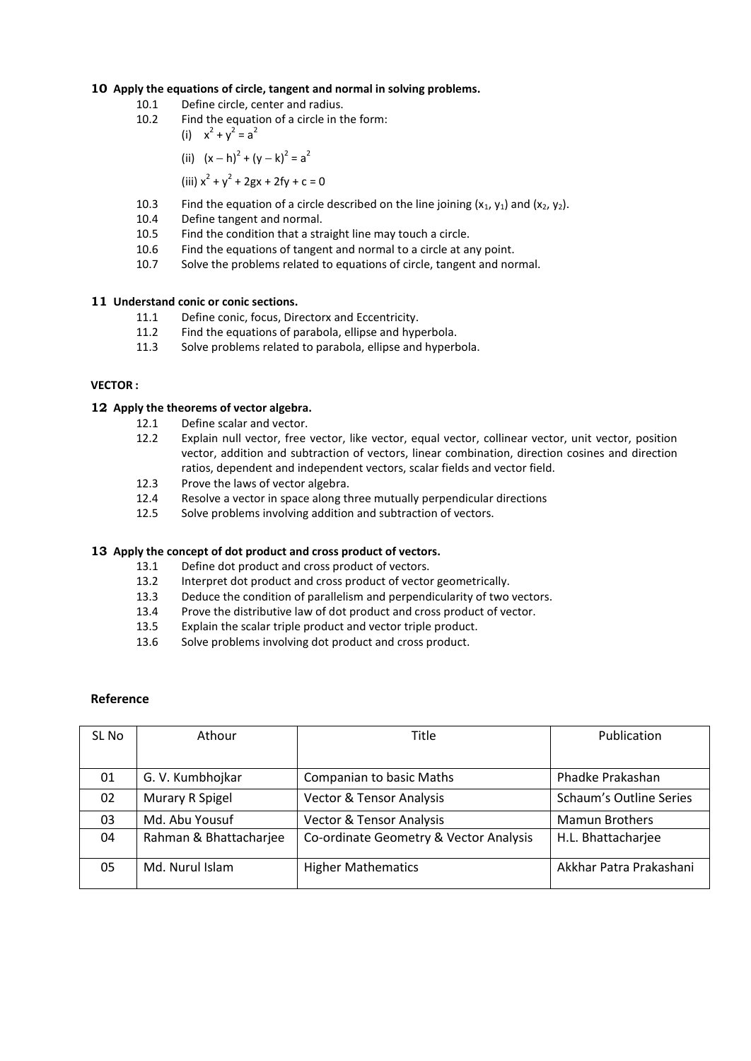**10 Apply the equations of circle, tangent and normal in solving problems.**

10.1 Define circle, center and radius.

10.2 Find the equation of a circle in the form:

(i) $x^2 + y^2 = a^2$

(ii) $(x - h)^2 + (y - k)^2 = a^2$

(iii) $x^2 + y^2 + 2gx + 2fy + c = 0$

10.3 Find the equation of a circle described on the line joining $(x_1, y_1)$ and $(x_2, y_2)$.

10.4 Define tangent and normal.

10.5 Find the condition that a straight line may touch a circle.

10.6 Find the equations of tangent and normal to a circle at any point.

10.7 Solve the problems related to equations of circle, tangent and normal.

**11 Understand conic or conic sections.**

11.1 Define conic, focus, Directorx and Eccentricity.

11.2 Find the equations of parabola, ellipse and hyperbola.

11.3 Solve problems related to parabola, ellipse and hyperbola.

**VECTOR :**

**12 Apply the theorems of vector algebra.**

12.1 Define scalar and vector.

12.2 Explain null vector, free vector, like vector, equal vector, collinear vector, unit vector, position vector, addition and subtraction of vectors, linear combination, direction cosines and direction ratios, dependent and independent vectors, scalar fields and vector field.

12.3 Prove the laws of vector algebra.

12.4 Resolve a vector in space along three mutually perpendicular directions

12.5 Solve problems involving addition and subtraction of vectors.

**13 Apply the concept of dot product and cross product of vectors.**

13.1 Define dot product and cross product of vectors.

13.2 Interpret dot product and cross product of vector geometrically.

13.3 Deduce the condition of parallelism and perpendicularity of two vectors.

13.4 Prove the distributive law of dot product and cross product of vector.

13.5 Explain the scalar triple product and vector triple product.

13.6 Solve problems involving dot product and cross product.

## Reference

| SL No | Athour | Title | Publication |
|---|---|---|---|
| 01 | G. V. Kumbhojkar | Companian to basic Maths | Phadke Prakashan |
| 02 | Murary R Spigel | Vector & Tensor Analysis | Schaum's Outline Series |
| 03 | Md. Abu Yousuf | Vector & Tensor Analysis | Mamun Brothers |
| 04 | Rahman & Bhattacharjee | Co-ordinate Geometry & Vector Analysis | H.L. Bhattacharjee |
| 05 | Md. Nurul Islam | Higher Mathematics | Akkhar Patra Prakashani |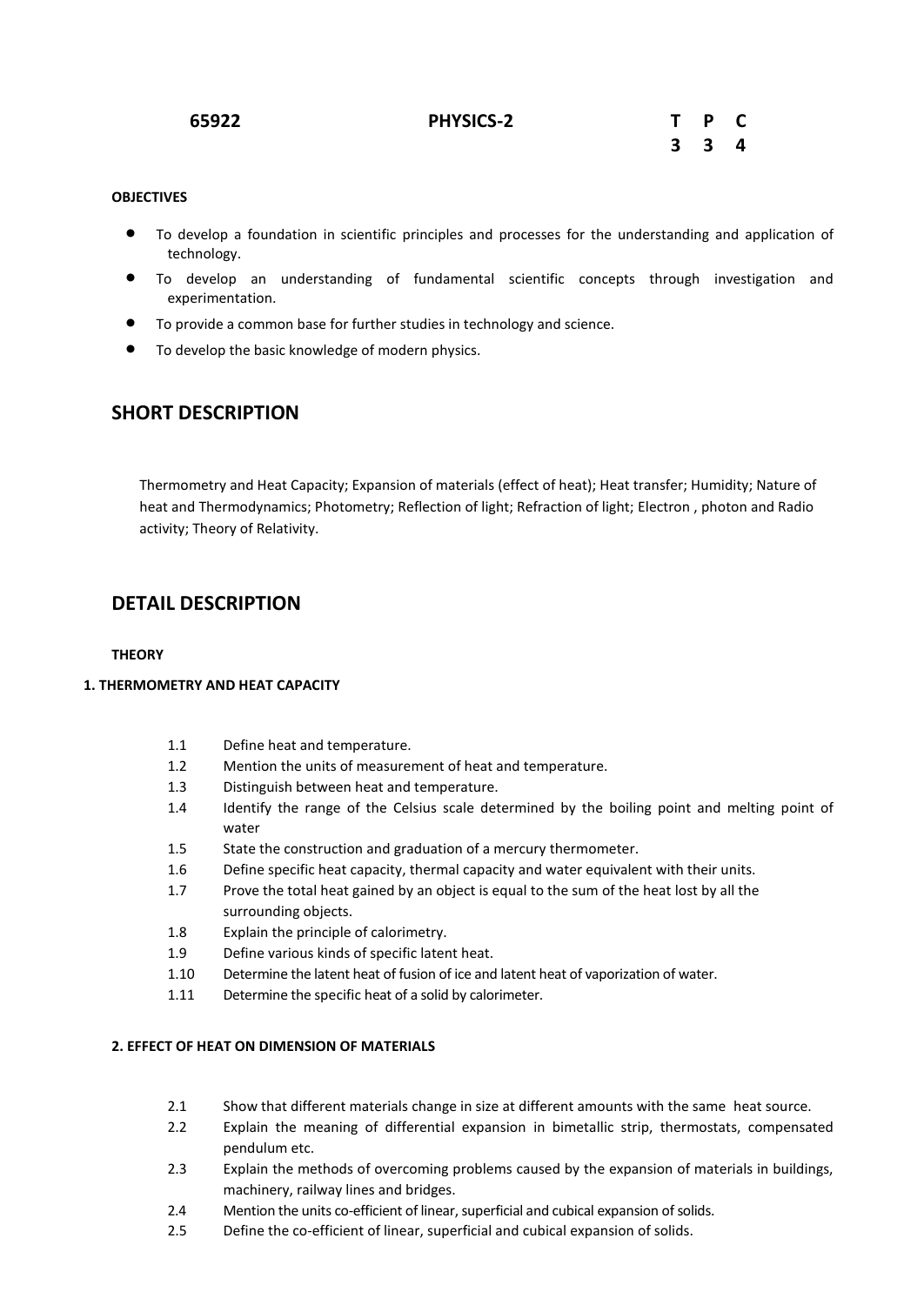| 65922 | PHYSICS-2 | T P C |
|---|---|---|
| | | 3 3 4 |

**OBJECTIVES**

- To develop a foundation in scientific principles and processes for the understanding and application of technology.
- To develop an understanding of fundamental scientific concepts through investigation and experimentation.
- To provide a common base for further studies in technology and science.
- To develop the basic knowledge of modern physics.

## SHORT DESCRIPTION

Thermometry and Heat Capacity; Expansion of materials (effect of heat); Heat transfer; Humidity; Nature of heat and Thermodynamics; Photometry; Reflection of light; Refraction of light; Electron , photon and Radio activity; Theory of Relativity.

## DETAIL DESCRIPTION

**THEORY**

**1. THERMOMETRY AND HEAT CAPACITY**

1.1 Define heat and temperature.

1.2 Mention the units of measurement of heat and temperature.

1.3 Distinguish between heat and temperature.

1.4 Identify the range of the Celsius scale determined by the boiling point and melting point of water

1.5 State the construction and graduation of a mercury thermometer.

1.6 Define specific heat capacity, thermal capacity and water equivalent with their units.

1.7 Prove the total heat gained by an object is equal to the sum of the heat lost by all the surrounding objects.

1.8 Explain the principle of calorimetry.

1.9 Define various kinds of specific latent heat.

1.10 Determine the latent heat of fusion of ice and latent heat of vaporization of water.

1.11 Determine the specific heat of a solid by calorimeter.

**2. EFFECT OF HEAT ON DIMENSION OF MATERIALS**

2.1 Show that different materials change in size at different amounts with the same heat source.

2.2 Explain the meaning of differential expansion in bimetallic strip, thermostats, compensated pendulum etc.

2.3 Explain the methods of overcoming problems caused by the expansion of materials in buildings, machinery, railway lines and bridges.

2.4 Mention the units co-efficient of linear, superficial and cubical expansion of solids.

2.5 Define the co-efficient of linear, superficial and cubical expansion of solids.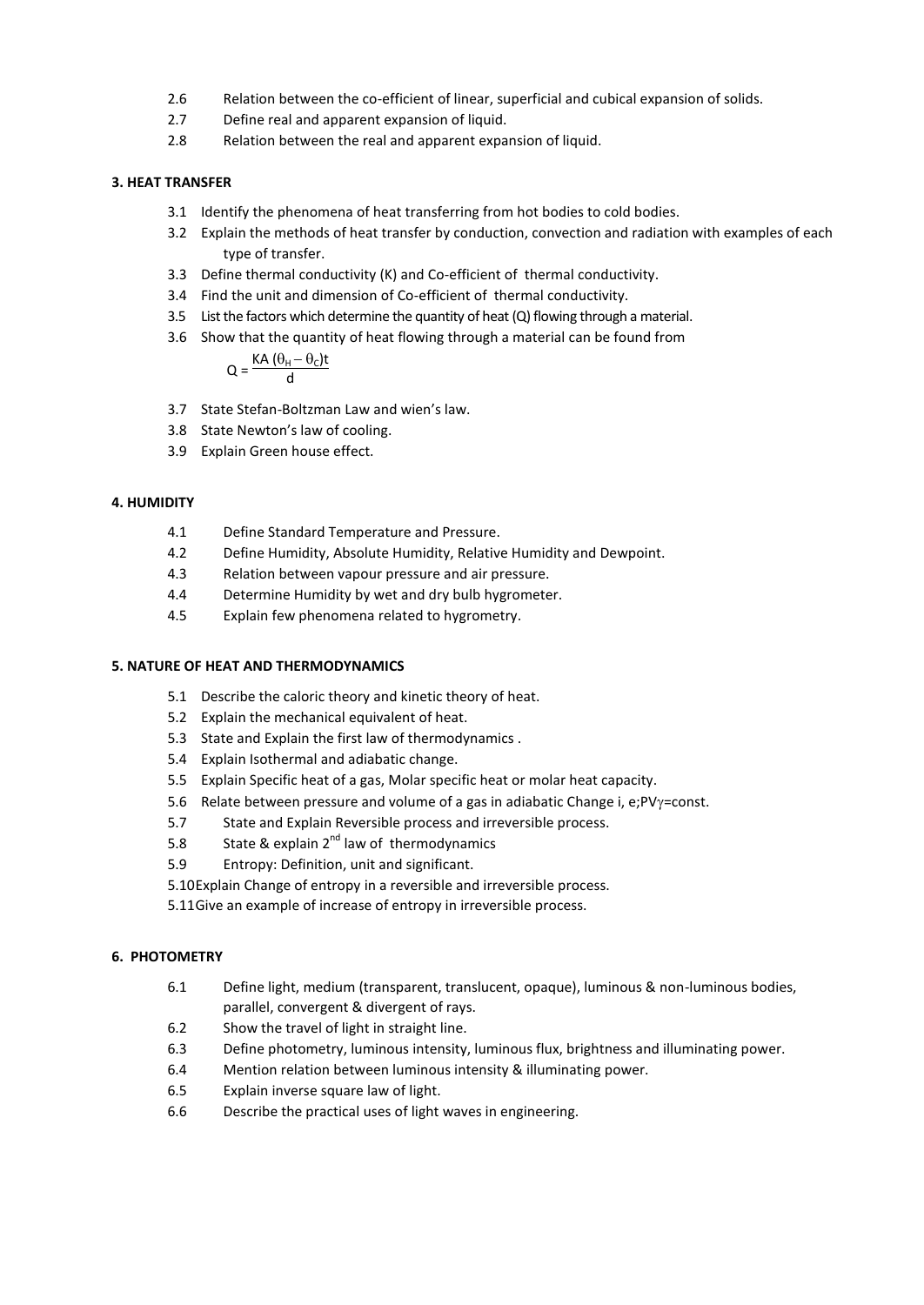- 2.6 Relation between the co-efficient of linear, superficial and cubical expansion of solids.
- 2.7 Define real and apparent expansion of liquid.
- 2.8 Relation between the real and apparent expansion of liquid.

### 3. HEAT TRANSFER

- 3.1 Identify the phenomena of heat transferring from hot bodies to cold bodies.
- 3.2 Explain the methods of heat transfer by conduction, convection and radiation with examples of each type of transfer.
- 3.3 Define thermal conductivity (K) and Co-efficient of thermal conductivity.
- 3.4 Find the unit and dimension of Co-efficient of thermal conductivity.
- 3.5 List the factors which determine the quantity of heat (Q) flowing through a material.
- 3.6 Show that the quantity of heat flowing through a material can be found from

$$Q = \frac{KA\,(\theta_H - \theta_C)t}{d}$$

- 3.7 State Stefan-Boltzman Law and wien's law.
- 3.8 State Newton's law of cooling.
- 3.9 Explain Green house effect.

### 4. HUMIDITY

- 4.1 Define Standard Temperature and Pressure.
- 4.2 Define Humidity, Absolute Humidity, Relative Humidity and Dewpoint.
- 4.3 Relation between vapour pressure and air pressure.
- 4.4 Determine Humidity by wet and dry bulb hygrometer.
- 4.5 Explain few phenomena related to hygrometry.

### 5. NATURE OF HEAT AND THERMODYNAMICS

- 5.1 Describe the caloric theory and kinetic theory of heat.
- 5.2 Explain the mechanical equivalent of heat.
- 5.3 State and Explain the first law of thermodynamics .
- 5.4 Explain Isothermal and adiabatic change.
- 5.5 Explain Specific heat of a gas, Molar specific heat or molar heat capacity.
- 5.6 Relate between pressure and volume of a gas in adiabatic Change i, e;$PV^{\gamma}$=const.
- 5.7 State and Explain Reversible process and irreversible process.
- 5.8 State & explain 2nd law of thermodynamics
- 5.9 Entropy: Definition, unit and significant.
- 5.10 Explain Change of entropy in a reversible and irreversible process.
- 5.11 Give an example of increase of entropy in irreversible process.

### 6. PHOTOMETRY

- 6.1 Define light, medium (transparent, translucent, opaque), luminous & non-luminous bodies, parallel, convergent & divergent of rays.
- 6.2 Show the travel of light in straight line.
- 6.3 Define photometry, luminous intensity, luminous flux, brightness and illuminating power.
- 6.4 Mention relation between luminous intensity & illuminating power.
- 6.5 Explain inverse square law of light.
- 6.6 Describe the practical uses of light waves in engineering.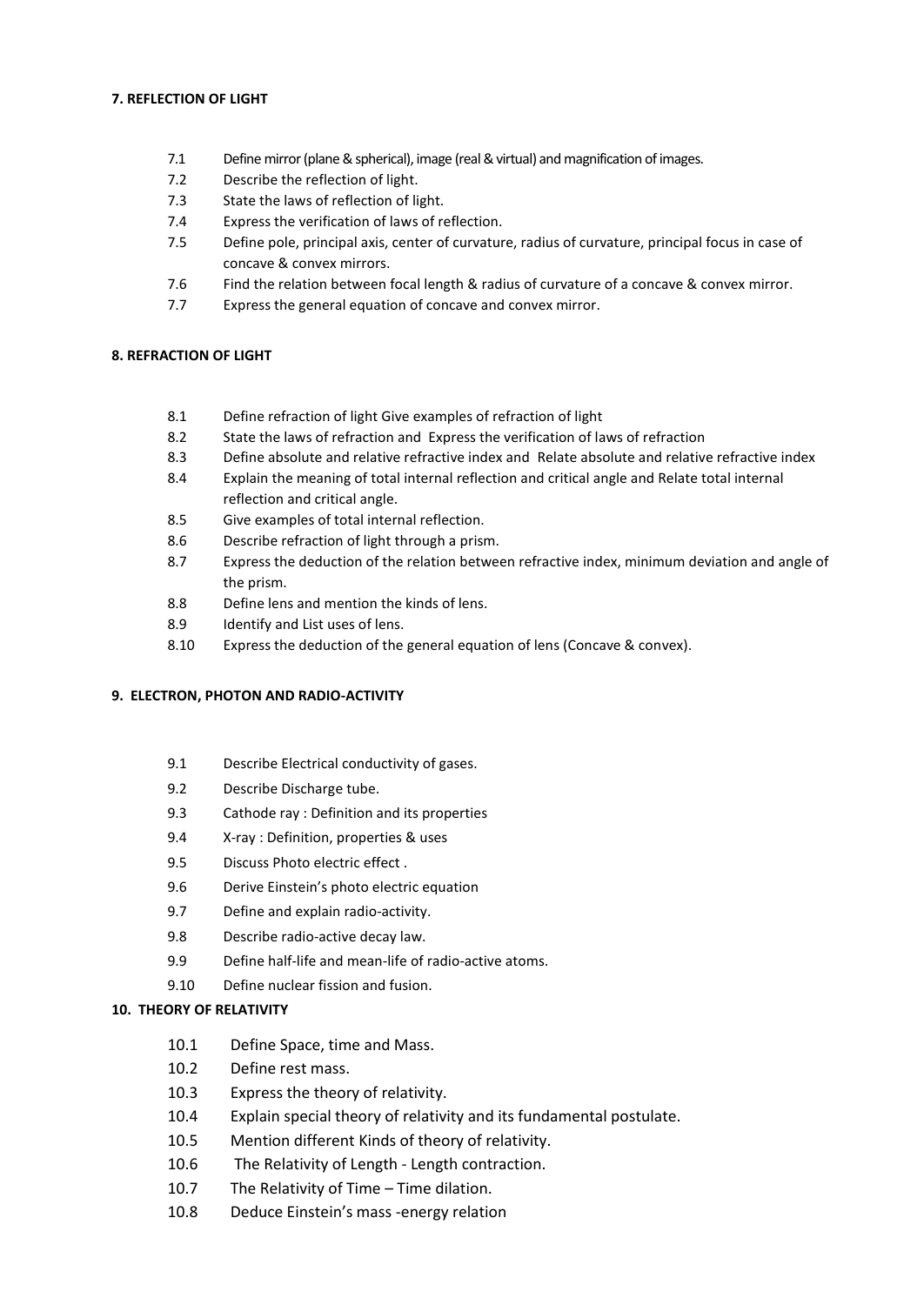**7. REFLECTION OF LIGHT**

- 7.1 Define mirror (plane & spherical), image (real & virtual) and magnification of images.
- 7.2 Describe the reflection of light.
- 7.3 State the laws of reflection of light.
- 7.4 Express the verification of laws of reflection.
- 7.5 Define pole, principal axis, center of curvature, radius of curvature, principal focus in case of concave & convex mirrors.
- 7.6 Find the relation between focal length & radius of curvature of a concave & convex mirror.
- 7.7 Express the general equation of concave and convex mirror.

**8. REFRACTION OF LIGHT**

- 8.1 Define refraction of light Give examples of refraction of light
- 8.2 State the laws of refraction and Express the verification of laws of refraction
- 8.3 Define absolute and relative refractive index and Relate absolute and relative refractive index
- 8.4 Explain the meaning of total internal reflection and critical angle and Relate total internal reflection and critical angle.
- 8.5 Give examples of total internal reflection.
- 8.6 Describe refraction of light through a prism.
- 8.7 Express the deduction of the relation between refractive index, minimum deviation and angle of the prism.
- 8.8 Define lens and mention the kinds of lens.
- 8.9 Identify and List uses of lens.
- 8.10 Express the deduction of the general equation of lens (Concave & convex).

**9. ELECTRON, PHOTON AND RADIO-ACTIVITY**

- 9.1 Describe Electrical conductivity of gases.
- 9.2 Describe Discharge tube.
- 9.3 Cathode ray : Definition and its properties
- 9.4 X-ray : Definition, properties & uses
- 9.5 Discuss Photo electric effect .
- 9.6 Derive Einstein's photo electric equation
- 9.7 Define and explain radio-activity.
- 9.8 Describe radio-active decay law.
- 9.9 Define half-life and mean-life of radio-active atoms.
- 9.10 Define nuclear fission and fusion.

**10. THEORY OF RELATIVITY**

- 10.1 Define Space, time and Mass.
- 10.2 Define rest mass.
- 10.3 Express the theory of relativity.
- 10.4 Explain special theory of relativity and its fundamental postulate.
- 10.5 Mention different Kinds of theory of relativity.
- 10.6 The Relativity of Length - Length contraction.
- 10.7 The Relativity of Time – Time dilation.
- 10.8 Deduce Einstein's mass -energy relation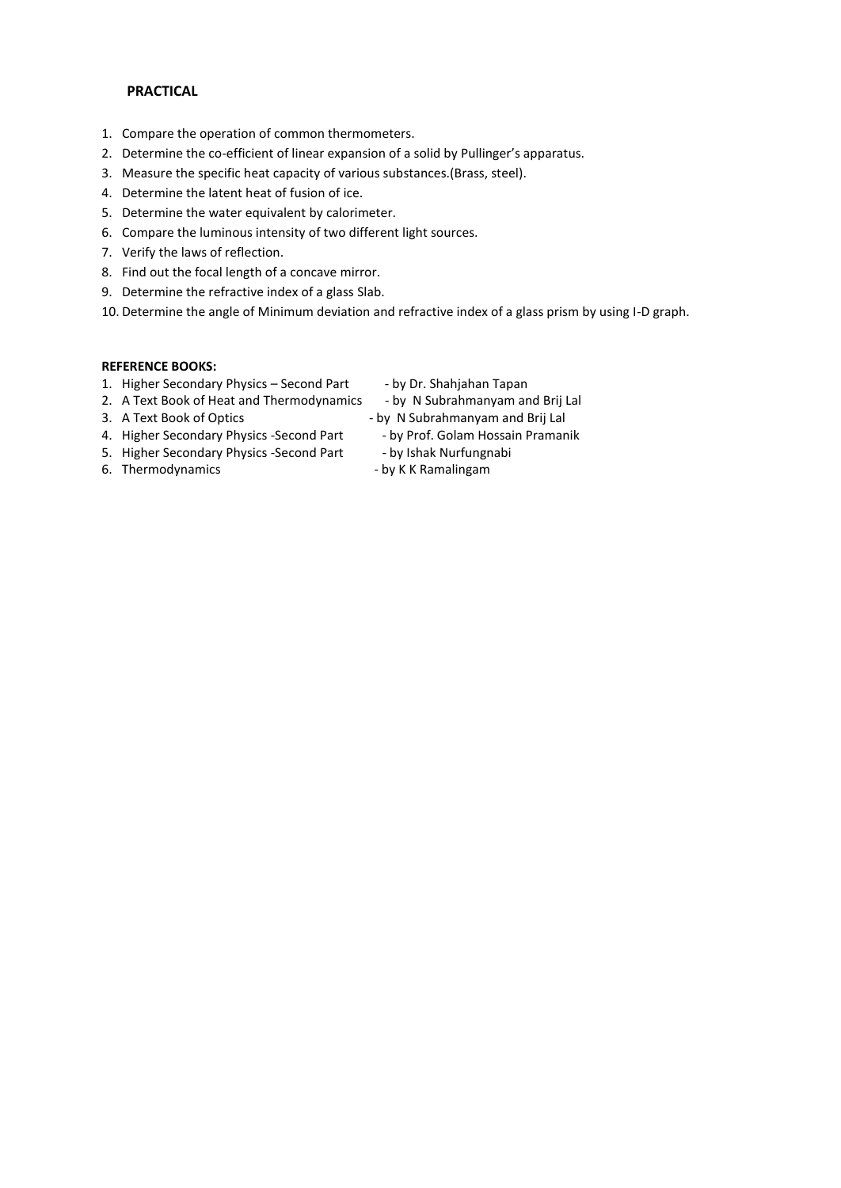**PRACTICAL**

1. Compare the operation of common thermometers.
2. Determine the co-efficient of linear expansion of a solid by Pullinger's apparatus.
3. Measure the specific heat capacity of various substances.(Brass, steel).
4. Determine the latent heat of fusion of ice.
5. Determine the water equivalent by calorimeter.
6. Compare the luminous intensity of two different light sources.
7. Verify the laws of reflection.
8. Find out the focal length of a concave mirror.
9. Determine the refractive index of a glass Slab.
10. Determine the angle of Minimum deviation and refractive index of a glass prism by using I-D graph.

**REFERENCE BOOKS:**

1. Higher Secondary Physics – Second Part - by Dr. Shahjahan Tapan
2. A Text Book of Heat and Thermodynamics - by N Subrahmanyam and Brij Lal
3. A Text Book of Optics - by N Subrahmanyam and Brij Lal
4. Higher Secondary Physics -Second Part - by Prof. Golam Hossain Pramanik
5. Higher Secondary Physics -Second Part - by Ishak Nurfungnabi
6. Thermodynamics - by K K Ramalingam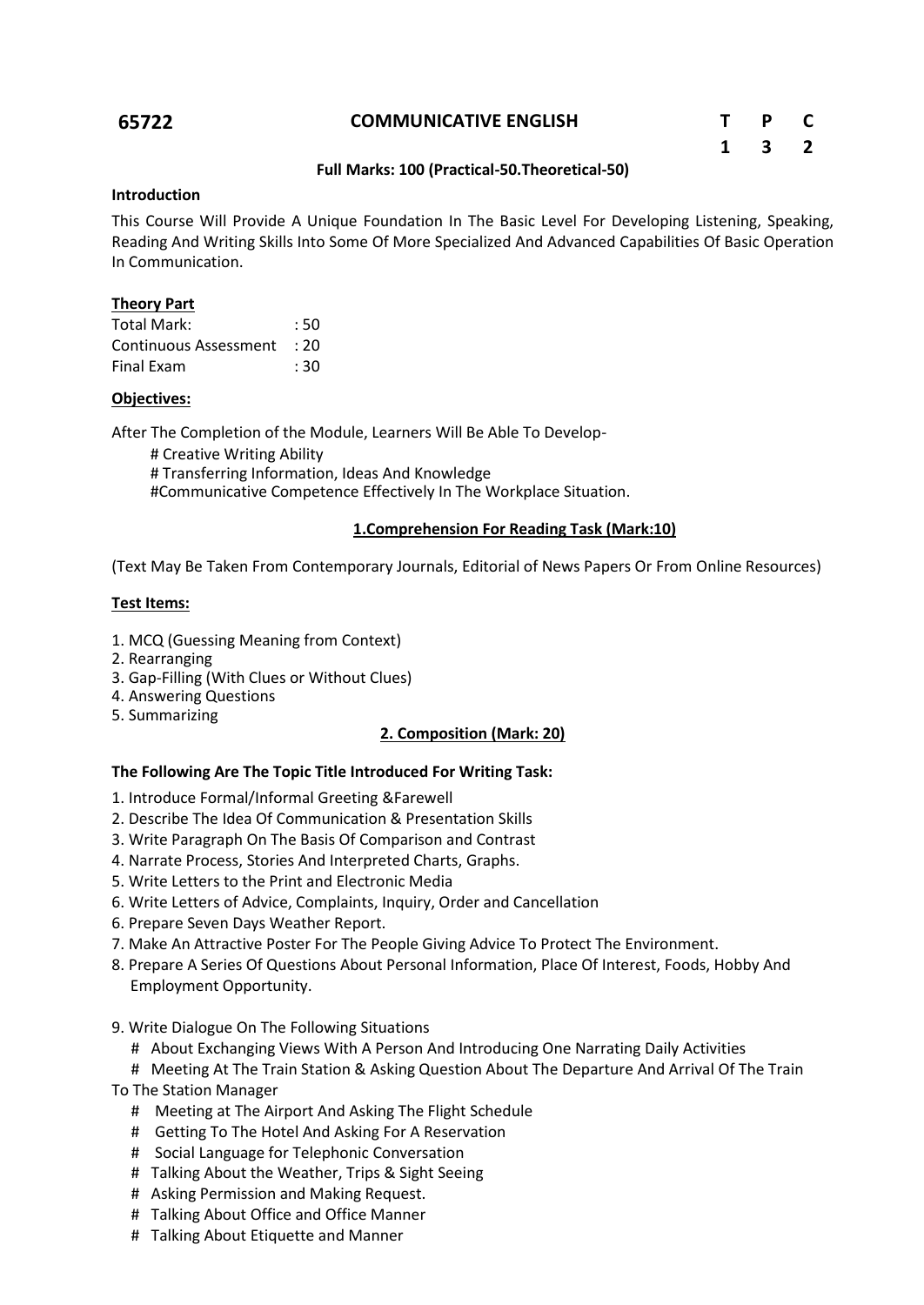| 65722 | COMMUNICATIVE ENGLISH | T | P | C |
|---|---|---|---|---|
| | | 1 | 3 | 2 |

**Full Marks: 100 (Practical-50.Theoretical-50)**

**Introduction**

This Course Will Provide A Unique Foundation In The Basic Level For Developing Listening, Speaking, Reading And Writing Skills Into Some Of More Specialized And Advanced Capabilities Of Basic Operation In Communication.

**Theory Part**

Total Mark: : 50
Continuous Assessment : 20
Final Exam : 30

**Objectives:**

After The Completion of the Module, Learners Will Be Able To Develop-

# Creative Writing Ability
# Transferring Information, Ideas And Knowledge
#Communicative Competence Effectively In The Workplace Situation.

**1.Comprehension For Reading Task (Mark:10)**

(Text May Be Taken From Contemporary Journals, Editorial of News Papers Or From Online Resources)

**Test Items:**

1. MCQ (Guessing Meaning from Context)
2. Rearranging
3. Gap-Filling (With Clues or Without Clues)
4. Answering Questions
5. Summarizing

**2. Composition (Mark: 20)**

**The Following Are The Topic Title Introduced For Writing Task:**

1. Introduce Formal/Informal Greeting &Farewell
2. Describe The Idea Of Communication & Presentation Skills
3. Write Paragraph On The Basis Of Comparison and Contrast
4. Narrate Process, Stories And Interpreted Charts, Graphs.
5. Write Letters to the Print and Electronic Media
6. Write Letters of Advice, Complaints, Inquiry, Order and Cancellation
6. Prepare Seven Days Weather Report.
7. Make An Attractive Poster For The People Giving Advice To Protect The Environment.
8. Prepare A Series Of Questions About Personal Information, Place Of Interest, Foods, Hobby And Employment Opportunity.

9. Write Dialogue On The Following Situations

# About Exchanging Views With A Person And Introducing One Narrating Daily Activities
# Meeting At The Train Station & Asking Question About The Departure And Arrival Of The Train To The Station Manager
# Meeting at The Airport And Asking The Flight Schedule
# Getting To The Hotel And Asking For A Reservation
# Social Language for Telephonic Conversation
# Talking About the Weather, Trips & Sight Seeing
# Asking Permission and Making Request.
# Talking About Office and Office Manner
# Talking About Etiquette and Manner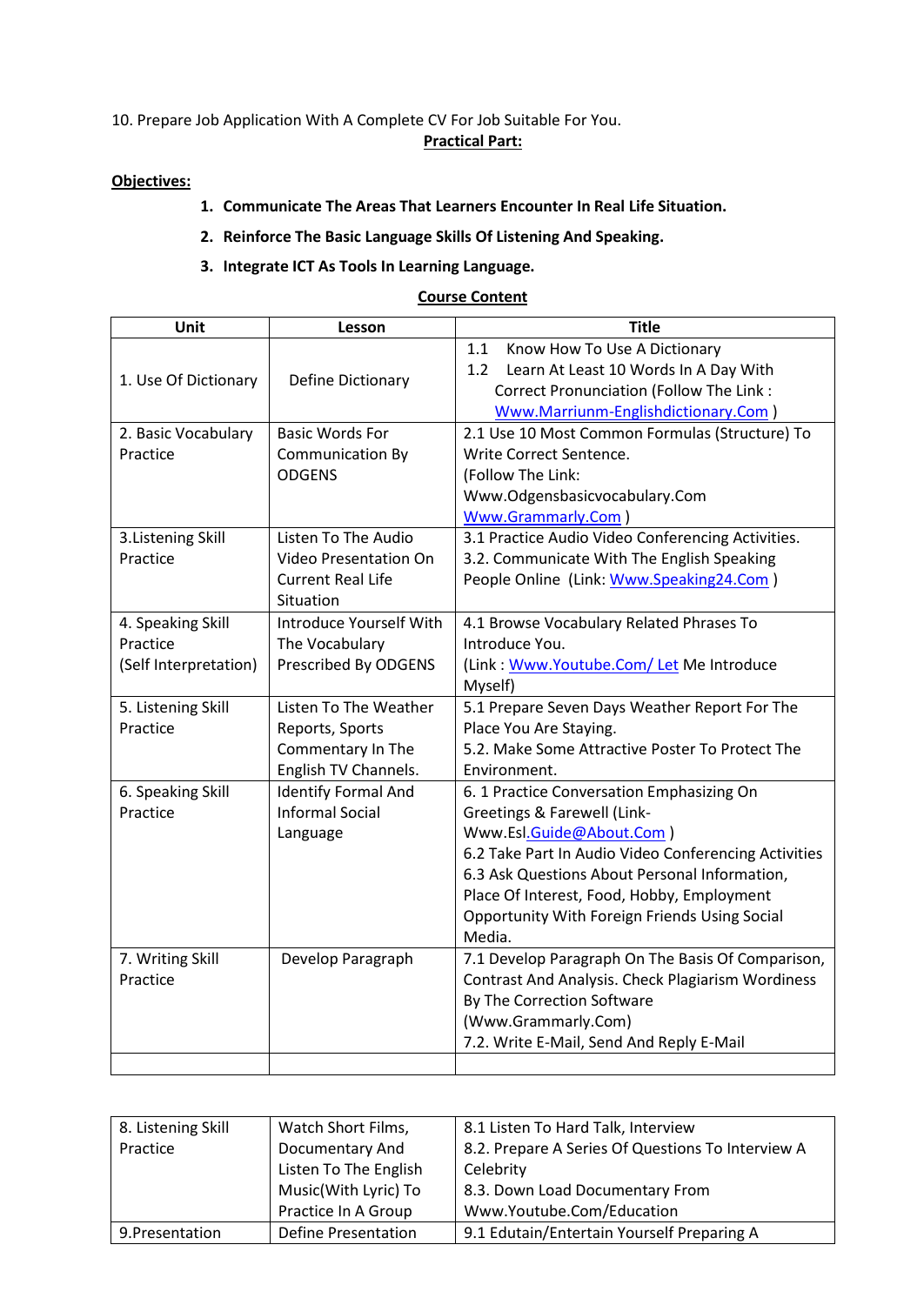10. Prepare Job Application With A Complete CV For Job Suitable For You.

**Practical Part:**

**Objectives:**

1. **Communicate The Areas That Learners Encounter In Real Life Situation.**
2. **Reinforce The Basic Language Skills Of Listening And Speaking.**
3. **Integrate ICT As Tools In Learning Language.**

**Course Content**

| Unit | Lesson | Title |
|---|---|---|
| 1. Use Of Dictionary | Define Dictionary | 1.1 Know How To Use A Dictionary<br>1.2 Learn At Least 10 Words In A Day With Correct Pronunciation (Follow The Link : Www.Marriunm-Englishdictionary.Com ) |
| 2. Basic Vocabulary Practice | Basic Words For Communication By ODGENS | 2.1 Use 10 Most Common Formulas (Structure) To Write Correct Sentence.<br>(Follow The Link:<br>Www.Odgensbasicvocabulary.Com<br>Www.Grammarly.Com ) |
| 3.Listening Skill Practice | Listen To The Audio Video Presentation On Current Real Life Situation | 3.1 Practice Audio Video Conferencing Activities.<br>3.2. Communicate With The English Speaking People Online (Link: Www.Speaking24.Com ) |
| 4. Speaking Skill Practice (Self Interpretation) | Introduce Yourself With The Vocabulary Prescribed By ODGENS | 4.1 Browse Vocabulary Related Phrases To Introduce You.<br>(Link : Www.Youtube.Com/ Let Me Introduce Myself) |
| 5. Listening Skill Practice | Listen To The Weather Reports, Sports Commentary In The English TV Channels. | 5.1 Prepare Seven Days Weather Report For The Place You Are Staying.<br>5.2. Make Some Attractive Poster To Protect The Environment. |
| 6. Speaking Skill Practice | Identify Formal And Informal Social Language | 6. 1 Practice Conversation Emphasizing On Greetings & Farewell (Link- Www.Esl.Guide@About.Com )<br>6.2 Take Part In Audio Video Conferencing Activities<br>6.3 Ask Questions About Personal Information, Place Of Interest, Food, Hobby, Employment Opportunity With Foreign Friends Using Social Media. |
| 7. Writing Skill Practice | Develop Paragraph | 7.1 Develop Paragraph On The Basis Of Comparison, Contrast And Analysis. Check Plagiarism Wordiness By The Correction Software (Www.Grammarly.Com)<br>7.2. Write E-Mail, Send And Reply E-Mail |
| | | |
| 8. Listening Skill Practice | Watch Short Films, Documentary And Listen To The English Music(With Lyric) To Practice In A Group | 8.1 Listen To Hard Talk, Interview<br>8.2. Prepare A Series Of Questions To Interview A Celebrity<br>8.3. Down Load Documentary From Www.Youtube.Com/Education |
| 9.Presentation | Define Presentation | 9.1 Edutain/Entertain Yourself Preparing A |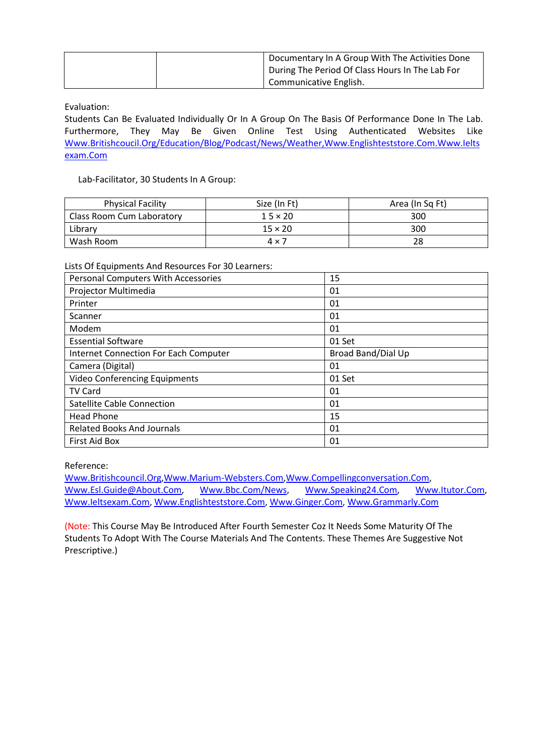| | | |
|---|---|---|
| | | Documentary In A Group With The Activities Done During The Period Of Class Hours In The Lab For Communicative English. |

Evaluation:
Students Can Be Evaluated Individually Or In A Group On The Basis Of Performance Done In The Lab. Furthermore, They May Be Given Online Test Using Authenticated Websites Like Www.Britishcoucil.Org/Education/Blog/Podcast/News/Weather,Www.Englishteststore.Com.Www.Ieltsexam.Com

Lab-Facilitator, 30 Students In A Group:

| Physical Facility | Size (In Ft) | Area (In Sq Ft) |
|---|---|---|
| Class Room Cum Laboratory | 1 5 × 20 | 300 |
| Library | 15 × 20 | 300 |
| Wash Room | 4 × 7 | 28 |

Lists Of Equipments And Resources For 30 Learners:

| | |
|---|---|
| Personal Computers With Accessories | 15 |
| Projector Multimedia | 01 |
| Printer | 01 |
| Scanner | 01 |
| Modem | 01 |
| Essential Software | 01 Set |
| Internet Connection For Each Computer | Broad Band/Dial Up |
| Camera (Digital) | 01 |
| Video Conferencing Equipments | 01 Set |
| TV Card | 01 |
| Satellite Cable Connection | 01 |
| Head Phone | 15 |
| Related Books And Journals | 01 |
| First Aid Box | 01 |

Reference:
Www.Britishcouncil.Org,Www.Marium-Websters.Com,Www.Compellingconversation.Com, Www.Esl.Guide@About.Com, Www.Bbc.Com/News, Www.Speaking24.Com, Www.Itutor.Com, Www.Ieltsexam.Com, Www.Englishteststore.Com, Www.Ginger.Com, Www.Grammarly.Com

(Note: This Course May Be Introduced After Fourth Semester Coz It Needs Some Maturity Of The Students To Adopt With The Course Materials And The Contents. These Themes Are Suggestive Not Prescriptive.)